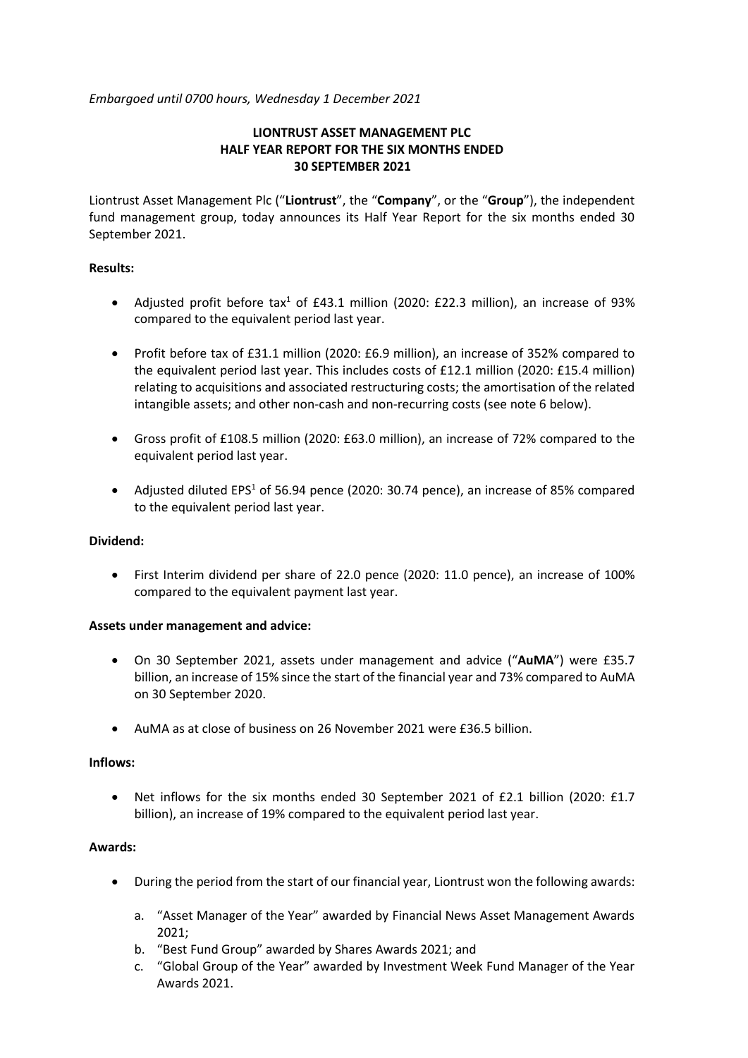*Embargoed until 0700 hours, Wednesday 1 December 2021*

# LIONTRUST ASSET MANAGEMENT PLC
# HALF YEAR REPORT FOR THE SIX MONTHS ENDED 30 SEPTEMBER 2021

Liontrust Asset Management Plc ("**Liontrust**", the "**Company**", or the "**Group**"), the independent fund management group, today announces its Half Year Report for the six months ended 30 September 2021.

**Results:**

- Adjusted profit before tax[1] of £43.1 million (2020: £22.3 million), an increase of 93% compared to the equivalent period last year.
- Profit before tax of £31.1 million (2020: £6.9 million), an increase of 352% compared to the equivalent period last year. This includes costs of £12.1 million (2020: £15.4 million) relating to acquisitions and associated restructuring costs; the amortisation of the related intangible assets; and other non-cash and non-recurring costs (see note 6 below).
- Gross profit of £108.5 million (2020: £63.0 million), an increase of 72% compared to the equivalent period last year.
- Adjusted diluted EPS[1] of 56.94 pence (2020: 30.74 pence), an increase of 85% compared to the equivalent period last year.

**Dividend:**

- First Interim dividend per share of 22.0 pence (2020: 11.0 pence), an increase of 100% compared to the equivalent payment last year.

**Assets under management and advice:**

- On 30 September 2021, assets under management and advice ("**AuMA**") were £35.7 billion, an increase of 15% since the start of the financial year and 73% compared to AuMA on 30 September 2020.
- AuMA as at close of business on 26 November 2021 were £36.5 billion.

**Inflows:**

- Net inflows for the six months ended 30 September 2021 of £2.1 billion (2020: £1.7 billion), an increase of 19% compared to the equivalent period last year.

**Awards:**

- During the period from the start of our financial year, Liontrust won the following awards:
  a. "Asset Manager of the Year" awarded by Financial News Asset Management Awards 2021;
  b. "Best Fund Group" awarded by Shares Awards 2021; and
  c. "Global Group of the Year" awarded by Investment Week Fund Manager of the Year Awards 2021.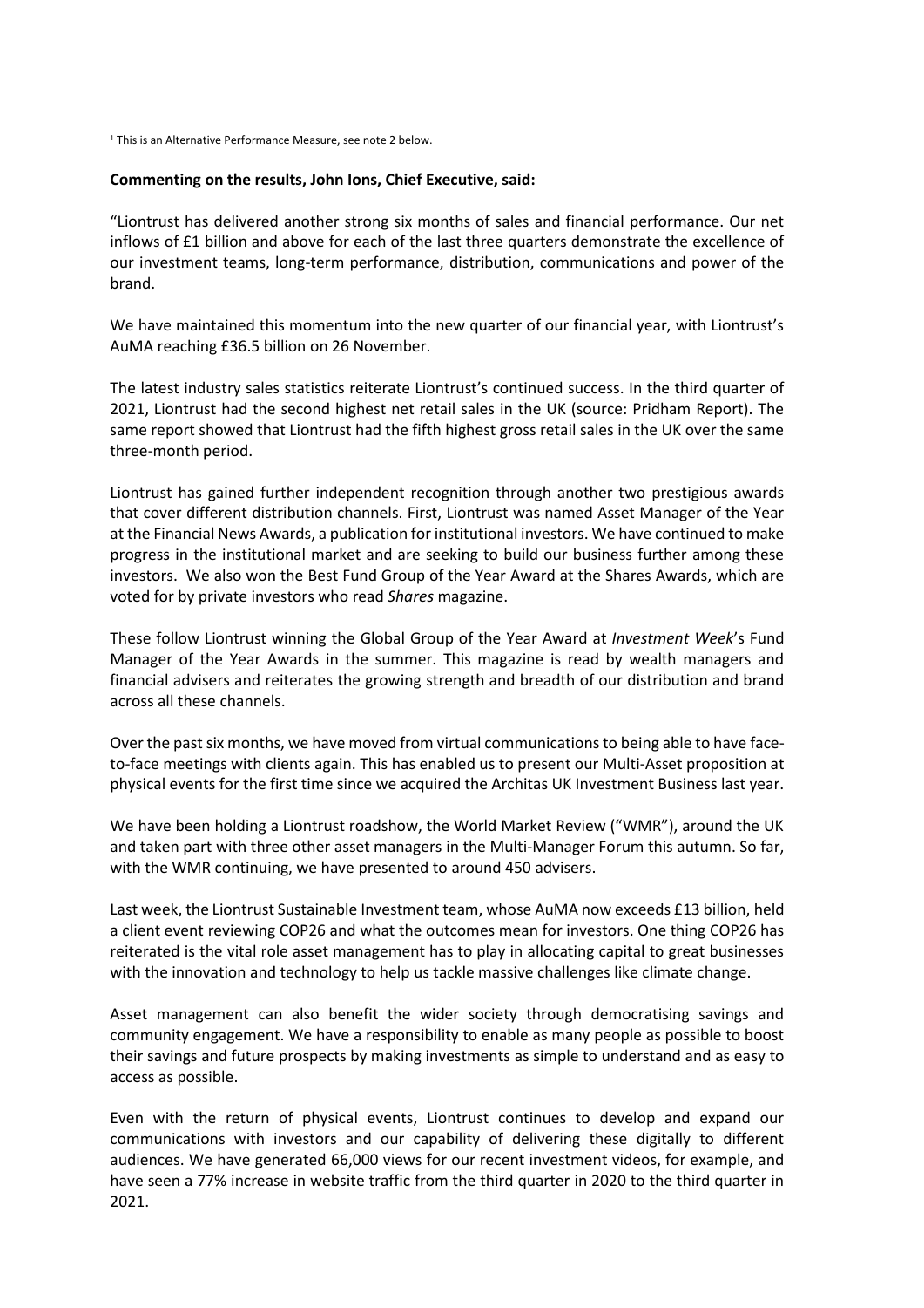[1] This is an Alternative Performance Measure, see note 2 below.

**Commenting on the results, John Ions, Chief Executive, said:**

"Liontrust has delivered another strong six months of sales and financial performance. Our net inflows of £1 billion and above for each of the last three quarters demonstrate the excellence of our investment teams, long-term performance, distribution, communications and power of the brand.

We have maintained this momentum into the new quarter of our financial year, with Liontrust's AuMA reaching £36.5 billion on 26 November.

The latest industry sales statistics reiterate Liontrust's continued success. In the third quarter of 2021, Liontrust had the second highest net retail sales in the UK (source: Pridham Report). The same report showed that Liontrust had the fifth highest gross retail sales in the UK over the same three-month period.

Liontrust has gained further independent recognition through another two prestigious awards that cover different distribution channels. First, Liontrust was named Asset Manager of the Year at the Financial News Awards, a publication for institutional investors. We have continued to make progress in the institutional market and are seeking to build our business further among these investors. We also won the Best Fund Group of the Year Award at the Shares Awards, which are voted for by private investors who read *Shares* magazine.

These follow Liontrust winning the Global Group of the Year Award at *Investment Week*'s Fund Manager of the Year Awards in the summer. This magazine is read by wealth managers and financial advisers and reiterates the growing strength and breadth of our distribution and brand across all these channels.

Over the past six months, we have moved from virtual communications to being able to have face-to-face meetings with clients again. This has enabled us to present our Multi-Asset proposition at physical events for the first time since we acquired the Architas UK Investment Business last year.

We have been holding a Liontrust roadshow, the World Market Review ("WMR"), around the UK and taken part with three other asset managers in the Multi-Manager Forum this autumn. So far, with the WMR continuing, we have presented to around 450 advisers.

Last week, the Liontrust Sustainable Investment team, whose AuMA now exceeds £13 billion, held a client event reviewing COP26 and what the outcomes mean for investors. One thing COP26 has reiterated is the vital role asset management has to play in allocating capital to great businesses with the innovation and technology to help us tackle massive challenges like climate change.

Asset management can also benefit the wider society through democratising savings and community engagement. We have a responsibility to enable as many people as possible to boost their savings and future prospects by making investments as simple to understand and as easy to access as possible.

Even with the return of physical events, Liontrust continues to develop and expand our communications with investors and our capability of delivering these digitally to different audiences. We have generated 66,000 views for our recent investment videos, for example, and have seen a 77% increase in website traffic from the third quarter in 2020 to the third quarter in 2021.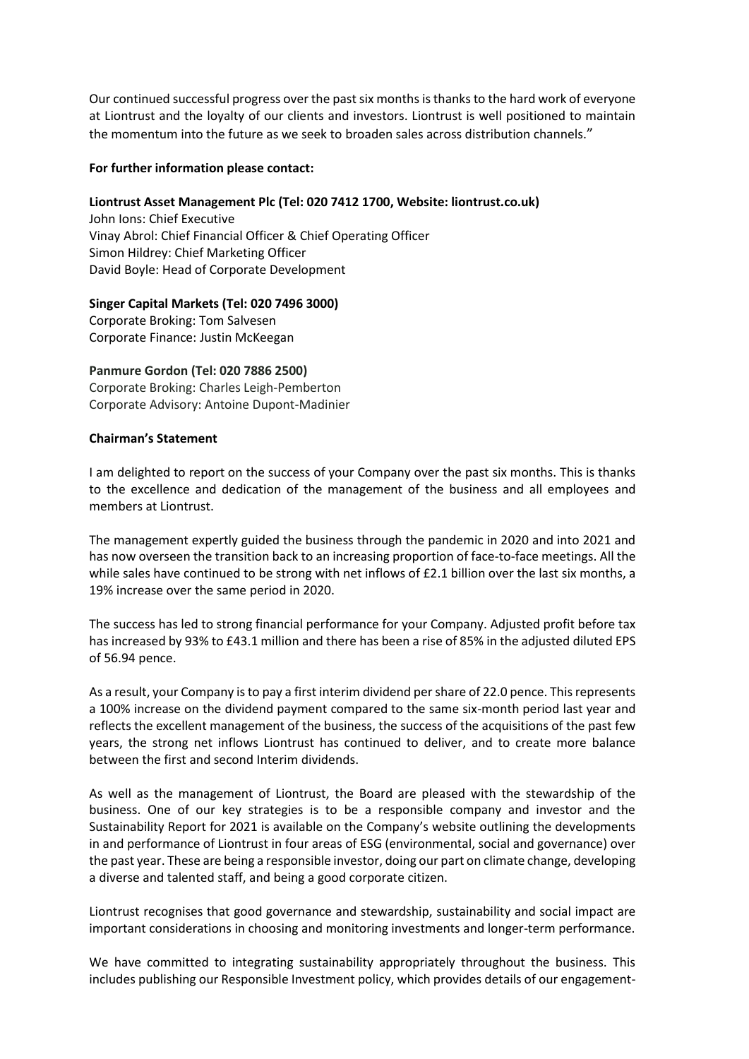Our continued successful progress over the past six months is thanks to the hard work of everyone at Liontrust and the loyalty of our clients and investors. Liontrust is well positioned to maintain the momentum into the future as we seek to broaden sales across distribution channels."

**For further information please contact:**

**Liontrust Asset Management Plc (Tel: 020 7412 1700, Website: liontrust.co.uk)**
John Ions: Chief Executive
Vinay Abrol: Chief Financial Officer & Chief Operating Officer
Simon Hildrey: Chief Marketing Officer
David Boyle: Head of Corporate Development

**Singer Capital Markets (Tel: 020 7496 3000)**
Corporate Broking: Tom Salvesen
Corporate Finance: Justin McKeegan

**Panmure Gordon (Tel: 020 7886 2500)**
Corporate Broking: Charles Leigh-Pemberton
Corporate Advisory: Antoine Dupont-Madinier

**Chairman's Statement**

I am delighted to report on the success of your Company over the past six months. This is thanks to the excellence and dedication of the management of the business and all employees and members at Liontrust.

The management expertly guided the business through the pandemic in 2020 and into 2021 and has now overseen the transition back to an increasing proportion of face-to-face meetings. All the while sales have continued to be strong with net inflows of £2.1 billion over the last six months, a 19% increase over the same period in 2020.

The success has led to strong financial performance for your Company. Adjusted profit before tax has increased by 93% to £43.1 million and there has been a rise of 85% in the adjusted diluted EPS of 56.94 pence.

As a result, your Company is to pay a first interim dividend per share of 22.0 pence. This represents a 100% increase on the dividend payment compared to the same six-month period last year and reflects the excellent management of the business, the success of the acquisitions of the past few years, the strong net inflows Liontrust has continued to deliver, and to create more balance between the first and second Interim dividends.

As well as the management of Liontrust, the Board are pleased with the stewardship of the business. One of our key strategies is to be a responsible company and investor and the Sustainability Report for 2021 is available on the Company's website outlining the developments in and performance of Liontrust in four areas of ESG (environmental, social and governance) over the past year. These are being a responsible investor, doing our part on climate change, developing a diverse and talented staff, and being a good corporate citizen.

Liontrust recognises that good governance and stewardship, sustainability and social impact are important considerations in choosing and monitoring investments and longer-term performance.

We have committed to integrating sustainability appropriately throughout the business. This includes publishing our Responsible Investment policy, which provides details of our engagement-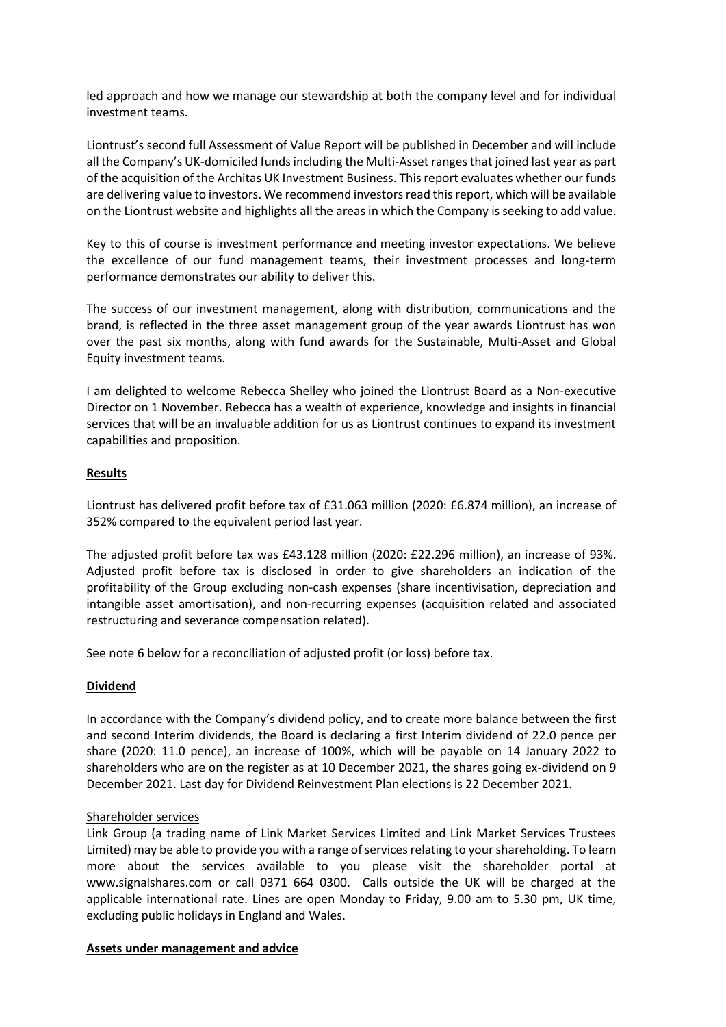led approach and how we manage our stewardship at both the company level and for individual investment teams.

Liontrust's second full Assessment of Value Report will be published in December and will include all the Company's UK-domiciled funds including the Multi-Asset ranges that joined last year as part of the acquisition of the Architas UK Investment Business. This report evaluates whether our funds are delivering value to investors. We recommend investors read this report, which will be available on the Liontrust website and highlights all the areas in which the Company is seeking to add value.

Key to this of course is investment performance and meeting investor expectations. We believe the excellence of our fund management teams, their investment processes and long-term performance demonstrates our ability to deliver this.

The success of our investment management, along with distribution, communications and the brand, is reflected in the three asset management group of the year awards Liontrust has won over the past six months, along with fund awards for the Sustainable, Multi-Asset and Global Equity investment teams.

I am delighted to welcome Rebecca Shelley who joined the Liontrust Board as a Non-executive Director on 1 November. Rebecca has a wealth of experience, knowledge and insights in financial services that will be an invaluable addition for us as Liontrust continues to expand its investment capabilities and proposition.

## Results

Liontrust has delivered profit before tax of £31.063 million (2020: £6.874 million), an increase of 352% compared to the equivalent period last year.

The adjusted profit before tax was £43.128 million (2020: £22.296 million), an increase of 93%. Adjusted profit before tax is disclosed in order to give shareholders an indication of the profitability of the Group excluding non-cash expenses (share incentivisation, depreciation and intangible asset amortisation), and non-recurring expenses (acquisition related and associated restructuring and severance compensation related).

See note 6 below for a reconciliation of adjusted profit (or loss) before tax.

## Dividend

In accordance with the Company's dividend policy, and to create more balance between the first and second Interim dividends, the Board is declaring a first Interim dividend of 22.0 pence per share (2020: 11.0 pence), an increase of 100%, which will be payable on 14 January 2022 to shareholders who are on the register as at 10 December 2021, the shares going ex-dividend on 9 December 2021. Last day for Dividend Reinvestment Plan elections is 22 December 2021.

### Shareholder services

Link Group (a trading name of Link Market Services Limited and Link Market Services Trustees Limited) may be able to provide you with a range of services relating to your shareholding. To learn more about the services available to you please visit the shareholder portal at www.signalshares.com or call 0371 664 0300. Calls outside the UK will be charged at the applicable international rate. Lines are open Monday to Friday, 9.00 am to 5.30 pm, UK time, excluding public holidays in England and Wales.

## Assets under management and advice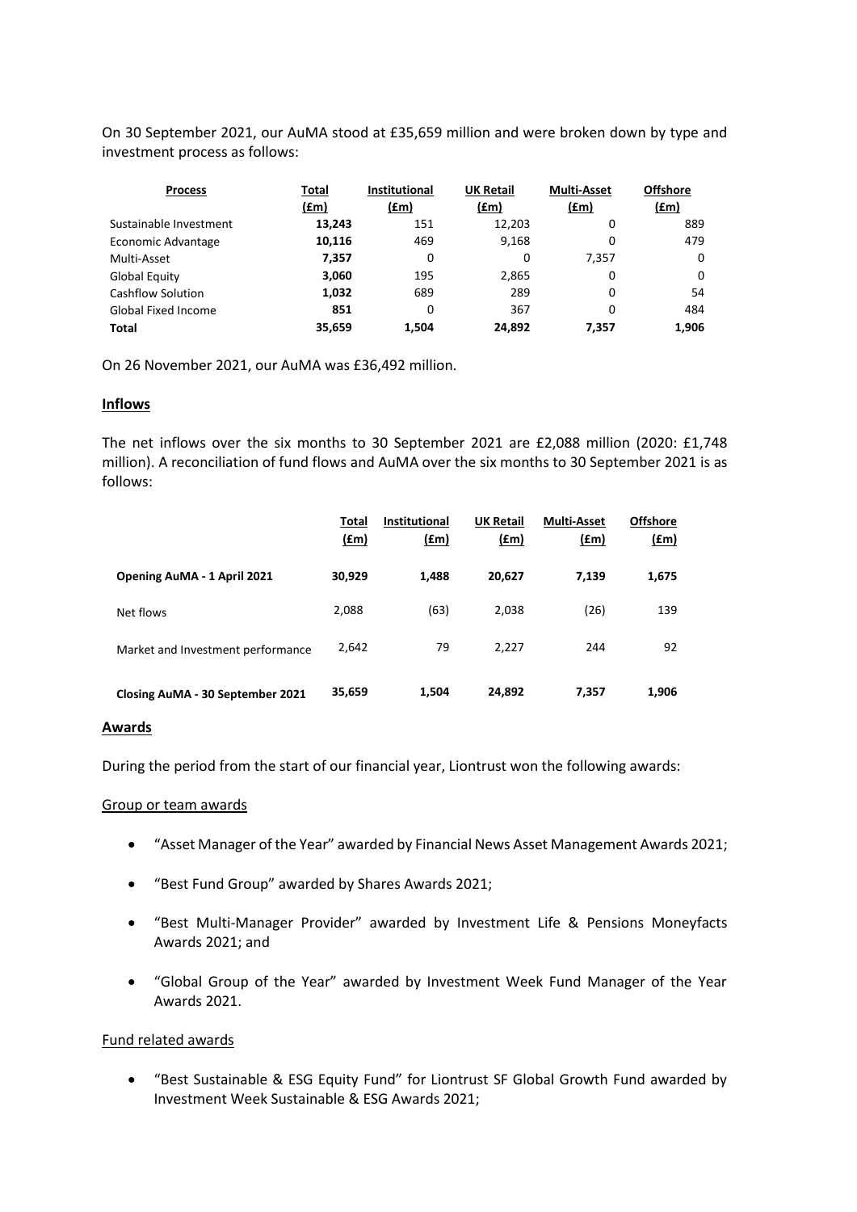On 30 September 2021, our AuMA stood at £35,659 million and were broken down by type and investment process as follows:

| Process | Total (£m) | Institutional (£m) | UK Retail (£m) | Multi-Asset (£m) | Offshore (£m) |
|---|---|---|---|---|---|
| Sustainable Investment | **13,243** | 151 | 12,203 | 0 | 889 |
| Economic Advantage | **10,116** | 469 | 9,168 | 0 | 479 |
| Multi-Asset | **7,357** | 0 | 0 | 7,357 | 0 |
| Global Equity | **3,060** | 195 | 2,865 | 0 | 0 |
| Cashflow Solution | **1,032** | 689 | 289 | 0 | 54 |
| Global Fixed Income | **851** | 0 | 367 | 0 | 484 |
| **Total** | **35,659** | **1,504** | **24,892** | **7,357** | **1,906** |

On 26 November 2021, our AuMA was £36,492 million.

## Inflows

The net inflows over the six months to 30 September 2021 are £2,088 million (2020: £1,748 million). A reconciliation of fund flows and AuMA over the six months to 30 September 2021 is as follows:

| | Total (£m) | Institutional (£m) | UK Retail (£m) | Multi-Asset (£m) | Offshore (£m) |
|---|---|---|---|---|---|
| **Opening AuMA - 1 April 2021** | **30,929** | **1,488** | **20,627** | **7,139** | **1,675** |
| Net flows | 2,088 | (63) | 2,038 | (26) | 139 |
| Market and Investment performance | 2,642 | 79 | 2,227 | 244 | 92 |
| **Closing AuMA - 30 September 2021** | **35,659** | **1,504** | **24,892** | **7,357** | **1,906** |

## Awards

During the period from the start of our financial year, Liontrust won the following awards:

Group or team awards

- "Asset Manager of the Year" awarded by Financial News Asset Management Awards 2021;
- "Best Fund Group" awarded by Shares Awards 2021;
- "Best Multi-Manager Provider" awarded by Investment Life & Pensions Moneyfacts Awards 2021; and
- "Global Group of the Year" awarded by Investment Week Fund Manager of the Year Awards 2021.

Fund related awards

- "Best Sustainable & ESG Equity Fund" for Liontrust SF Global Growth Fund awarded by Investment Week Sustainable & ESG Awards 2021;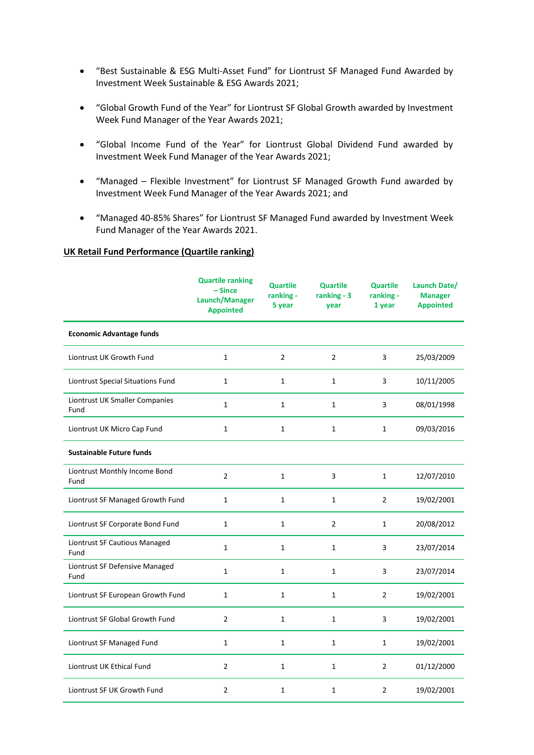- "Best Sustainable & ESG Multi-Asset Fund" for Liontrust SF Managed Fund Awarded by Investment Week Sustainable & ESG Awards 2021;
- "Global Growth Fund of the Year" for Liontrust SF Global Growth awarded by Investment Week Fund Manager of the Year Awards 2021;
- "Global Income Fund of the Year" for Liontrust Global Dividend Fund awarded by Investment Week Fund Manager of the Year Awards 2021;
- "Managed – Flexible Investment" for Liontrust SF Managed Growth Fund awarded by Investment Week Fund Manager of the Year Awards 2021; and
- "Managed 40-85% Shares" for Liontrust SF Managed Fund awarded by Investment Week Fund Manager of the Year Awards 2021.

**UK Retail Fund Performance (Quartile ranking)**

| | Quartile ranking – Since Launch/Manager Appointed | Quartile ranking - 5 year | Quartile ranking - 3 year | Quartile ranking - 1 year | Launch Date/ Manager Appointed |
|---|---|---|---|---|---|
| **Economic Advantage funds** | | | | | |
| Liontrust UK Growth Fund | 1 | 2 | 2 | 3 | 25/03/2009 |
| Liontrust Special Situations Fund | 1 | 1 | 1 | 3 | 10/11/2005 |
| Liontrust UK Smaller Companies Fund | 1 | 1 | 1 | 3 | 08/01/1998 |
| Liontrust UK Micro Cap Fund | 1 | 1 | 1 | 1 | 09/03/2016 |
| **Sustainable Future funds** | | | | | |
| Liontrust Monthly Income Bond Fund | 2 | 1 | 3 | 1 | 12/07/2010 |
| Liontrust SF Managed Growth Fund | 1 | 1 | 1 | 2 | 19/02/2001 |
| Liontrust SF Corporate Bond Fund | 1 | 1 | 2 | 1 | 20/08/2012 |
| Liontrust SF Cautious Managed Fund | 1 | 1 | 1 | 3 | 23/07/2014 |
| Liontrust SF Defensive Managed Fund | 1 | 1 | 1 | 3 | 23/07/2014 |
| Liontrust SF European Growth Fund | 1 | 1 | 1 | 2 | 19/02/2001 |
| Liontrust SF Global Growth Fund | 2 | 1 | 1 | 3 | 19/02/2001 |
| Liontrust SF Managed Fund | 1 | 1 | 1 | 1 | 19/02/2001 |
| Liontrust UK Ethical Fund | 2 | 1 | 1 | 2 | 01/12/2000 |
| Liontrust SF UK Growth Fund | 2 | 1 | 1 | 2 | 19/02/2001 |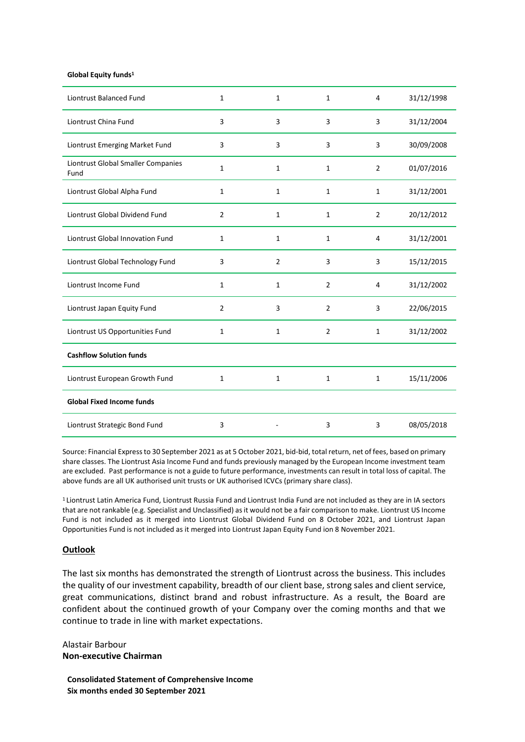**Global Equity funds[1]**

| | | | | | |
|---|---|---|---|---|---|
| Liontrust Balanced Fund | 1 | 1 | 1 | 4 | 31/12/1998 |
| Liontrust China Fund | 3 | 3 | 3 | 3 | 31/12/2004 |
| Liontrust Emerging Market Fund | 3 | 3 | 3 | 3 | 30/09/2008 |
| Liontrust Global Smaller Companies Fund | 1 | 1 | 1 | 2 | 01/07/2016 |
| Liontrust Global Alpha Fund | 1 | 1 | 1 | 1 | 31/12/2001 |
| Liontrust Global Dividend Fund | 2 | 1 | 1 | 2 | 20/12/2012 |
| Liontrust Global Innovation Fund | 1 | 1 | 1 | 4 | 31/12/2001 |
| Liontrust Global Technology Fund | 3 | 2 | 3 | 3 | 15/12/2015 |
| Liontrust Income Fund | 1 | 1 | 2 | 4 | 31/12/2002 |
| Liontrust Japan Equity Fund | 2 | 3 | 2 | 3 | 22/06/2015 |
| Liontrust US Opportunities Fund | 1 | 1 | 2 | 1 | 31/12/2002 |
| **Cashflow Solution funds** | | | | | |
| Liontrust European Growth Fund | 1 | 1 | 1 | 1 | 15/11/2006 |
| **Global Fixed Income funds** | | | | | |
| Liontrust Strategic Bond Fund | 3 | - | 3 | 3 | 08/05/2018 |

Source: Financial Express to 30 September 2021 as at 5 October 2021, bid-bid, total return, net of fees, based on primary share classes. The Liontrust Asia Income Fund and funds previously managed by the European Income investment team are excluded. Past performance is not a guide to future performance, investments can result in total loss of capital. The above funds are all UK authorised unit trusts or UK authorised ICVCs (primary share class).

[1] Liontrust Latin America Fund, Liontrust Russia Fund and Liontrust India Fund are not included as they are in IA sectors that are not rankable (e.g. Specialist and Unclassified) as it would not be a fair comparison to make. Liontrust US Income Fund is not included as it merged into Liontrust Global Dividend Fund on 8 October 2021, and Liontrust Japan Opportunities Fund is not included as it merged into Liontrust Japan Equity Fund ion 8 November 2021.

## Outlook

The last six months has demonstrated the strength of Liontrust across the business. This includes the quality of our investment capability, breadth of our client base, strong sales and client service, great communications, distinct brand and robust infrastructure. As a result, the Board are confident about the continued growth of your Company over the coming months and that we continue to trade in line with market expectations.

Alastair Barbour
**Non-executive Chairman**

**Consolidated Statement of Comprehensive Income**
**Six months ended 30 September 2021**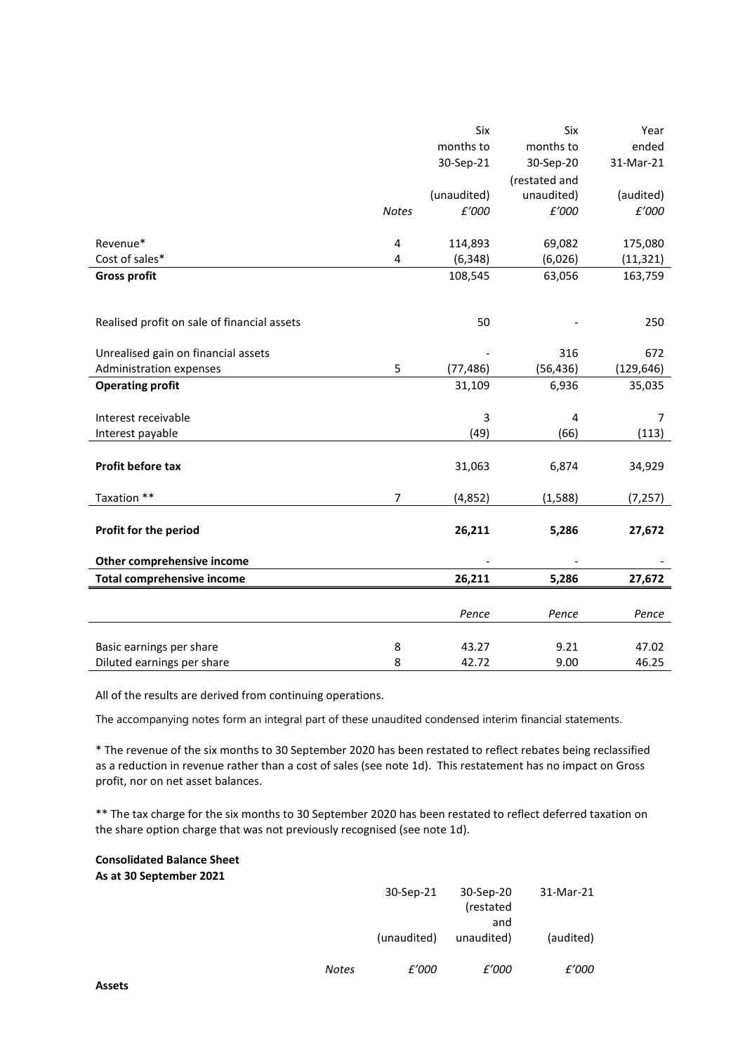| | Notes | Six months to 30-Sep-21 (unaudited) £'000 | Six months to 30-Sep-20 (restated and unaudited) £'000 | Year ended 31-Mar-21 (audited) £'000 |
|---|---|---|---|---|
| Revenue* | 4 | 114,893 | 69,082 | 175,080 |
| Cost of sales* | 4 | (6,348) | (6,026) | (11,321) |
| **Gross profit** | | 108,545 | 63,056 | 163,759 |
| Realised profit on sale of financial assets | | 50 | - | 250 |
| Unrealised gain on financial assets | | - | 316 | 672 |
| Administration expenses | 5 | (77,486) | (56,436) | (129,646) |
| **Operating profit** | | 31,109 | 6,936 | 35,035 |
| Interest receivable | | 3 | 4 | 7 |
| Interest payable | | (49) | (66) | (113) |
| **Profit before tax** | | 31,063 | 6,874 | 34,929 |
| Taxation ** | 7 | (4,852) | (1,588) | (7,257) |
| **Profit for the period** | | **26,211** | **5,286** | **27,672** |
| **Other comprehensive income** | | - | - | - |
| **Total comprehensive income** | | **26,211** | **5,286** | **27,672** |
| | | *Pence* | *Pence* | *Pence* |
| Basic earnings per share | 8 | 43.27 | 9.21 | 47.02 |
| Diluted earnings per share | 8 | 42.72 | 9.00 | 46.25 |

All of the results are derived from continuing operations.

The accompanying notes form an integral part of these unaudited condensed interim financial statements.

* The revenue of the six months to 30 September 2020 has been restated to reflect rebates being reclassified as a reduction in revenue rather than a cost of sales (see note 1d). This restatement has no impact on Gross profit, nor on net asset balances.

** The tax charge for the six months to 30 September 2020 has been restated to reflect deferred taxation on the share option charge that was not previously recognised (see note 1d).

**Consolidated Balance Sheet**
**As at 30 September 2021**

| | Notes | 30-Sep-21 (unaudited) £'000 | 30-Sep-20 (restated and unaudited) £'000 | 31-Mar-21 (audited) £'000 |
|---|---|---|---|---|
| **Assets** | | | | |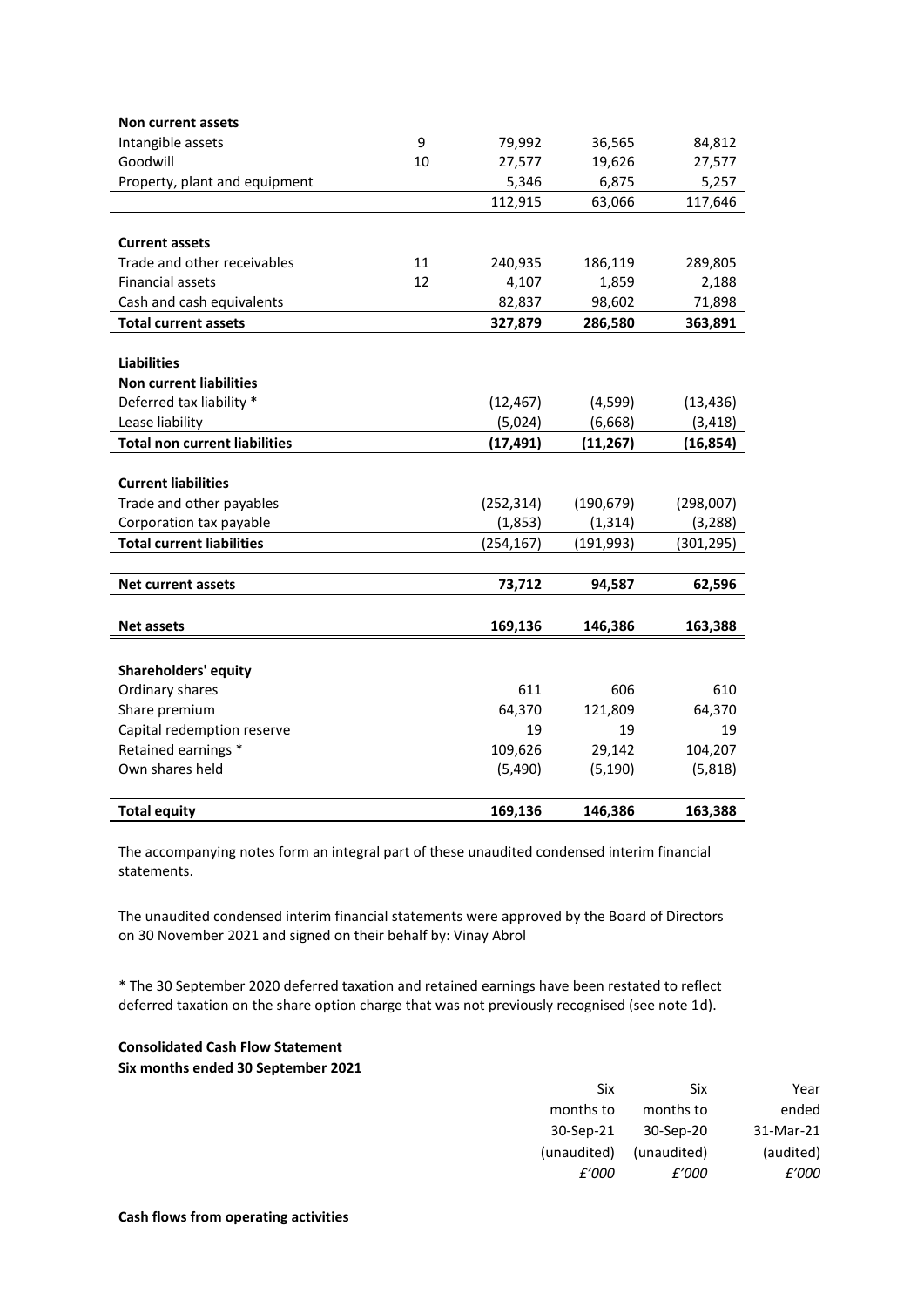| | | | | |
|---|---|---|---|---|
| **Non current assets** | | | | |
| Intangible assets | 9 | 79,992 | 36,565 | 84,812 |
| Goodwill | 10 | 27,577 | 19,626 | 27,577 |
| Property, plant and equipment | | 5,346 | 6,875 | 5,257 |
| | | 112,915 | 63,066 | 117,646 |
| | | | | |
| **Current assets** | | | | |
| Trade and other receivables | 11 | 240,935 | 186,119 | 289,805 |
| Financial assets | 12 | 4,107 | 1,859 | 2,188 |
| Cash and cash equivalents | | 82,837 | 98,602 | 71,898 |
| **Total current assets** | | **327,879** | **286,580** | **363,891** |
| | | | | |
| **Liabilities** | | | | |
| **Non current liabilities** | | | | |
| Deferred tax liability * | | (12,467) | (4,599) | (13,436) |
| Lease liability | | (5,024) | (6,668) | (3,418) |
| **Total non current liabilities** | | **(17,491)** | **(11,267)** | **(16,854)** |
| | | | | |
| **Current liabilities** | | | | |
| Trade and other payables | | (252,314) | (190,679) | (298,007) |
| Corporation tax payable | | (1,853) | (1,314) | (3,288) |
| **Total current liabilities** | | (254,167) | (191,993) | (301,295) |
| | | | | |
| **Net current assets** | | **73,712** | **94,587** | **62,596** |
| | | | | |
| **Net assets** | | **169,136** | **146,386** | **163,388** |
| | | | | |
| **Shareholders' equity** | | | | |
| Ordinary shares | | 611 | 606 | 610 |
| Share premium | | 64,370 | 121,809 | 64,370 |
| Capital redemption reserve | | 19 | 19 | 19 |
| Retained earnings * | | 109,626 | 29,142 | 104,207 |
| Own shares held | | (5,490) | (5,190) | (5,818) |
| | | | | |
| **Total equity** | | **169,136** | **146,386** | **163,388** |

The accompanying notes form an integral part of these unaudited condensed interim financial statements.

The unaudited condensed interim financial statements were approved by the Board of Directors on 30 November 2021 and signed on their behalf by: Vinay Abrol

* The 30 September 2020 deferred taxation and retained earnings have been restated to reflect deferred taxation on the share option charge that was not previously recognised (see note 1d).

**Consolidated Cash Flow Statement**
**Six months ended 30 September 2021**

| | Six months to 30-Sep-21 (unaudited) *£'000* | Six months to 30-Sep-20 (unaudited) *£'000* | Year ended 31-Mar-21 (audited) *£'000* |
|---|---|---|---|
| **Cash flows from operating activities** | | | |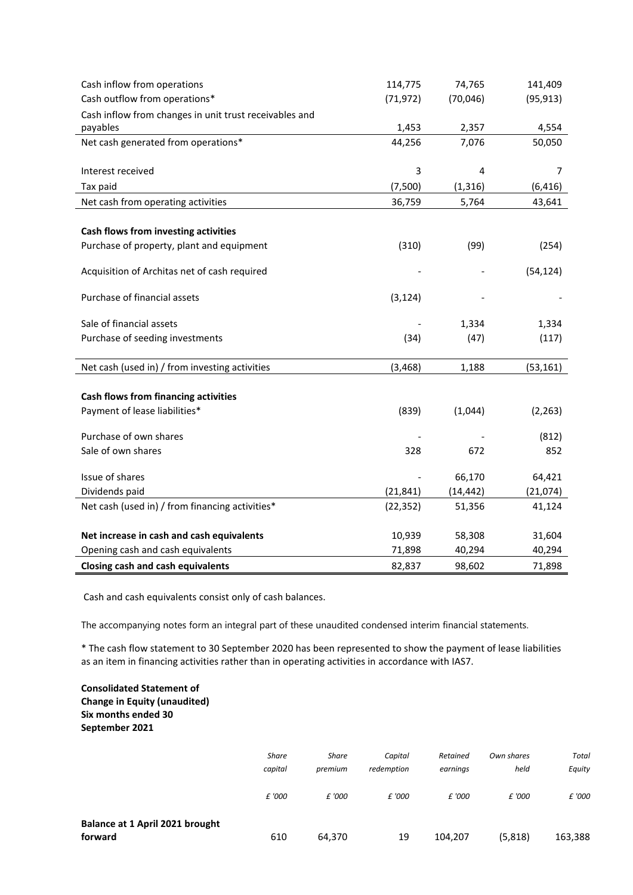| | | | |
|---|---|---|---|
| Cash inflow from operations | 114,775 | 74,765 | 141,409 |
| Cash outflow from operations* | (71,972) | (70,046) | (95,913) |
| Cash inflow from changes in unit trust receivables and payables | 1,453 | 2,357 | 4,554 |
| Net cash generated from operations* | 44,256 | 7,076 | 50,050 |
| | | | |
| Interest received | 3 | 4 | 7 |
| Tax paid | (7,500) | (1,316) | (6,416) |
| Net cash from operating activities | 36,759 | 5,764 | 43,641 |
| | | | |
| **Cash flows from investing activities** | | | |
| Purchase of property, plant and equipment | (310) | (99) | (254) |
| Acquisition of Architas net of cash required | - | - | (54,124) |
| Purchase of financial assets | (3,124) | - | - |
| Sale of financial assets | - | 1,334 | 1,334 |
| Purchase of seeding investments | (34) | (47) | (117) |
| Net cash (used in) / from investing activities | (3,468) | 1,188 | (53,161) |
| | | | |
| **Cash flows from financing activities** | | | |
| Payment of lease liabilities* | (839) | (1,044) | (2,263) |
| Purchase of own shares | - | - | (812) |
| Sale of own shares | 328 | 672 | 852 |
| Issue of shares | - | 66,170 | 64,421 |
| Dividends paid | (21,841) | (14,442) | (21,074) |
| Net cash (used in) / from financing activities* | (22,352) | 51,356 | 41,124 |
| | | | |
| **Net increase in cash and cash equivalents** | 10,939 | 58,308 | 31,604 |
| Opening cash and cash equivalents | 71,898 | 40,294 | 40,294 |
| **Closing cash and cash equivalents** | 82,837 | 98,602 | 71,898 |

Cash and cash equivalents consist only of cash balances.

The accompanying notes form an integral part of these unaudited condensed interim financial statements.

* The cash flow statement to 30 September 2020 has been represented to show the payment of lease liabilities as an item in financing activities rather than in operating activities in accordance with IAS7.

**Consolidated Statement of Change in Equity (unaudited) Six months ended 30 September 2021**

| | *Share capital* | *Share premium* | *Capital redemption* | *Retained earnings* | *Own shares held* | *Total Equity* |
|---|---|---|---|---|---|---|
| | *£ '000* | *£ '000* | *£ '000* | *£ '000* | *£ '000* | *£ '000* |
| **Balance at 1 April 2021 brought forward** | 610 | 64,370 | 19 | 104,207 | (5,818) | 163,388 |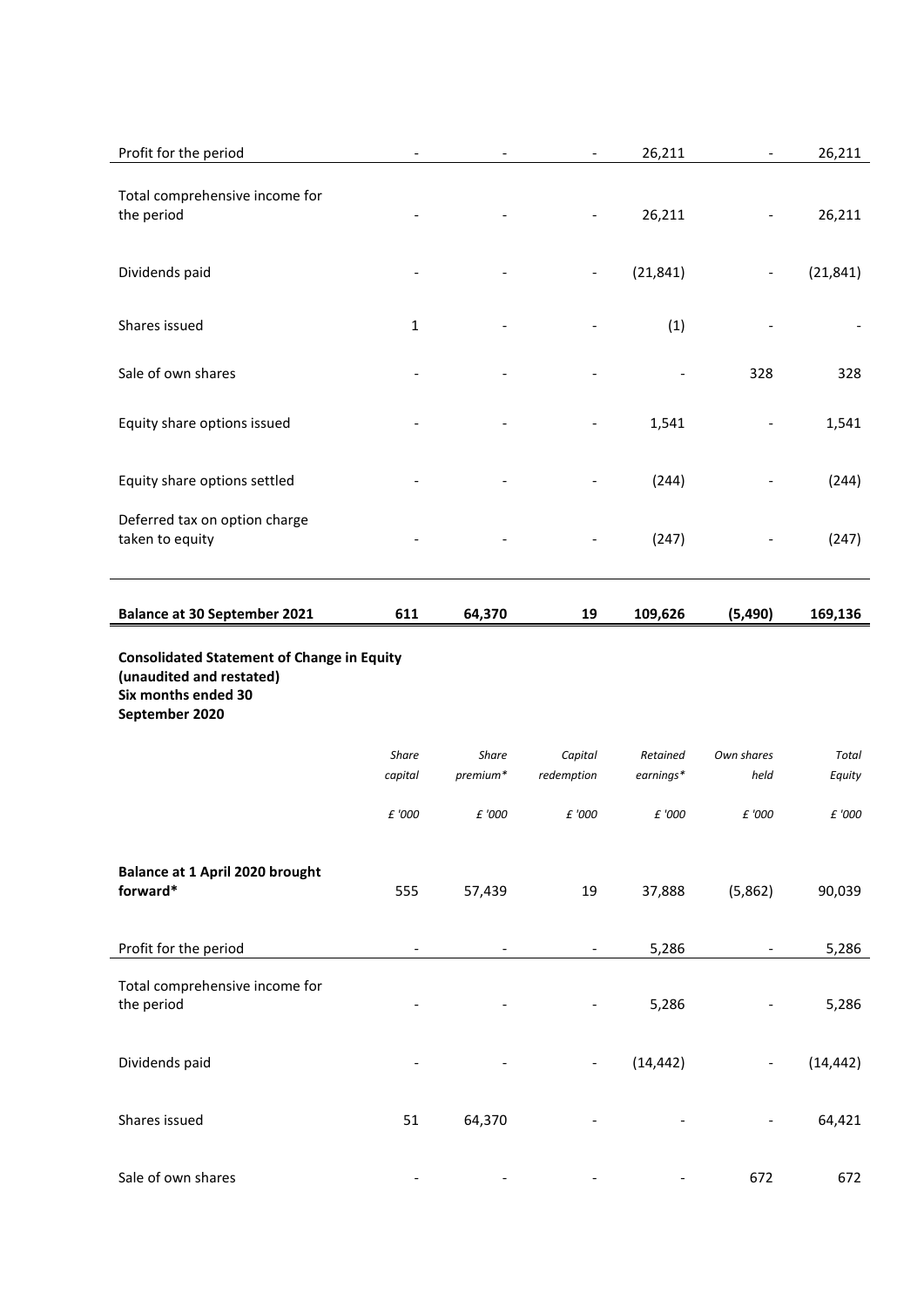| | | | | | | |
|---|---|---|---|---|---|---|
| Profit for the period | - | - | - | 26,211 | - | 26,211 |
| Total comprehensive income for the period | - | - | - | 26,211 | - | 26,211 |
| Dividends paid | - | - | - | (21,841) | - | (21,841) |
| Shares issued | 1 | - | - | (1) | - | - |
| Sale of own shares | - | - | - | - | 328 | 328 |
| Equity share options issued | - | - | - | 1,541 | - | 1,541 |
| Equity share options settled | - | - | - | (244) | - | (244) |
| Deferred tax on option charge taken to equity | - | - | - | (247) | - | (247) |
| **Balance at 30 September 2021** | **611** | **64,370** | **19** | **109,626** | **(5,490)** | **169,136** |

**Consolidated Statement of Change in Equity (unaudited and restated)**
**Six months ended 30 September 2020**

| | *Share capital* | *Share premium** | *Capital redemption* | *Retained earnings** | *Own shares held* | *Total Equity* |
|---|---|---|---|---|---|---|
| | *£ '000* | *£ '000* | *£ '000* | *£ '000* | *£ '000* | *£ '000* |
| **Balance at 1 April 2020 brought forward*** | 555 | 57,439 | 19 | 37,888 | (5,862) | 90,039 |
| Profit for the period | - | - | - | 5,286 | - | 5,286 |
| Total comprehensive income for the period | - | - | - | 5,286 | - | 5,286 |
| Dividends paid | - | - | - | (14,442) | - | (14,442) |
| Shares issued | 51 | 64,370 | - | - | - | 64,421 |
| Sale of own shares | - | - | - | - | 672 | 672 |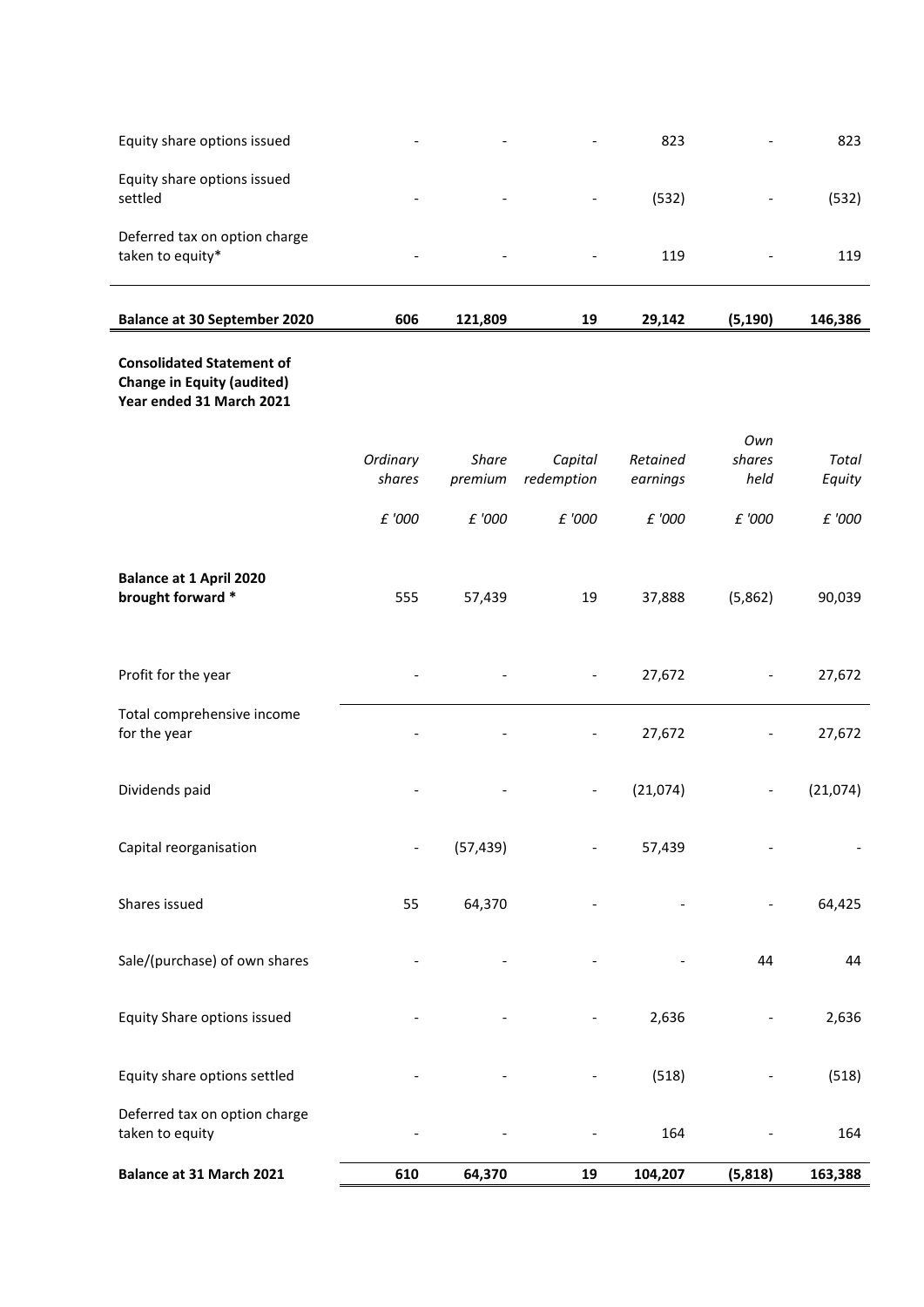| | | | | | | |
|---|---|---|---|---|---|---|
| Equity share options issued | - | - | - | 823 | - | 823 |
| Equity share options issued settled | - | - | - | (532) | - | (532) |
| Deferred tax on option charge taken to equity* | - | - | - | 119 | - | 119 |
| **Balance at 30 September 2020** | **606** | **121,809** | **19** | **29,142** | **(5,190)** | **146,386** |

**Consolidated Statement of Change in Equity (audited)**
**Year ended 31 March 2021**

| | *Ordinary shares* | *Share premium* | *Capital redemption* | *Retained earnings* | *Own shares held* | *Total Equity* |
|---|---|---|---|---|---|---|
| | *£ '000* | *£ '000* | *£ '000* | *£ '000* | *£ '000* | *£ '000* |
| **Balance at 1 April 2020 brought forward \*** | 555 | 57,439 | 19 | 37,888 | (5,862) | 90,039 |
| Profit for the year | - | - | - | 27,672 | - | 27,672 |
| Total comprehensive income for the year | - | - | - | 27,672 | - | 27,672 |
| Dividends paid | - | - | - | (21,074) | - | (21,074) |
| Capital reorganisation | - | (57,439) | - | 57,439 | - | - |
| Shares issued | 55 | 64,370 | - | - | - | 64,425 |
| Sale/(purchase) of own shares | - | - | - | - | 44 | 44 |
| Equity Share options issued | - | - | - | 2,636 | - | 2,636 |
| Equity share options settled | - | - | - | (518) | - | (518) |
| Deferred tax on option charge taken to equity | - | - | - | 164 | - | 164 |
| **Balance at 31 March 2021** | **610** | **64,370** | **19** | **104,207** | **(5,818)** | **163,388** |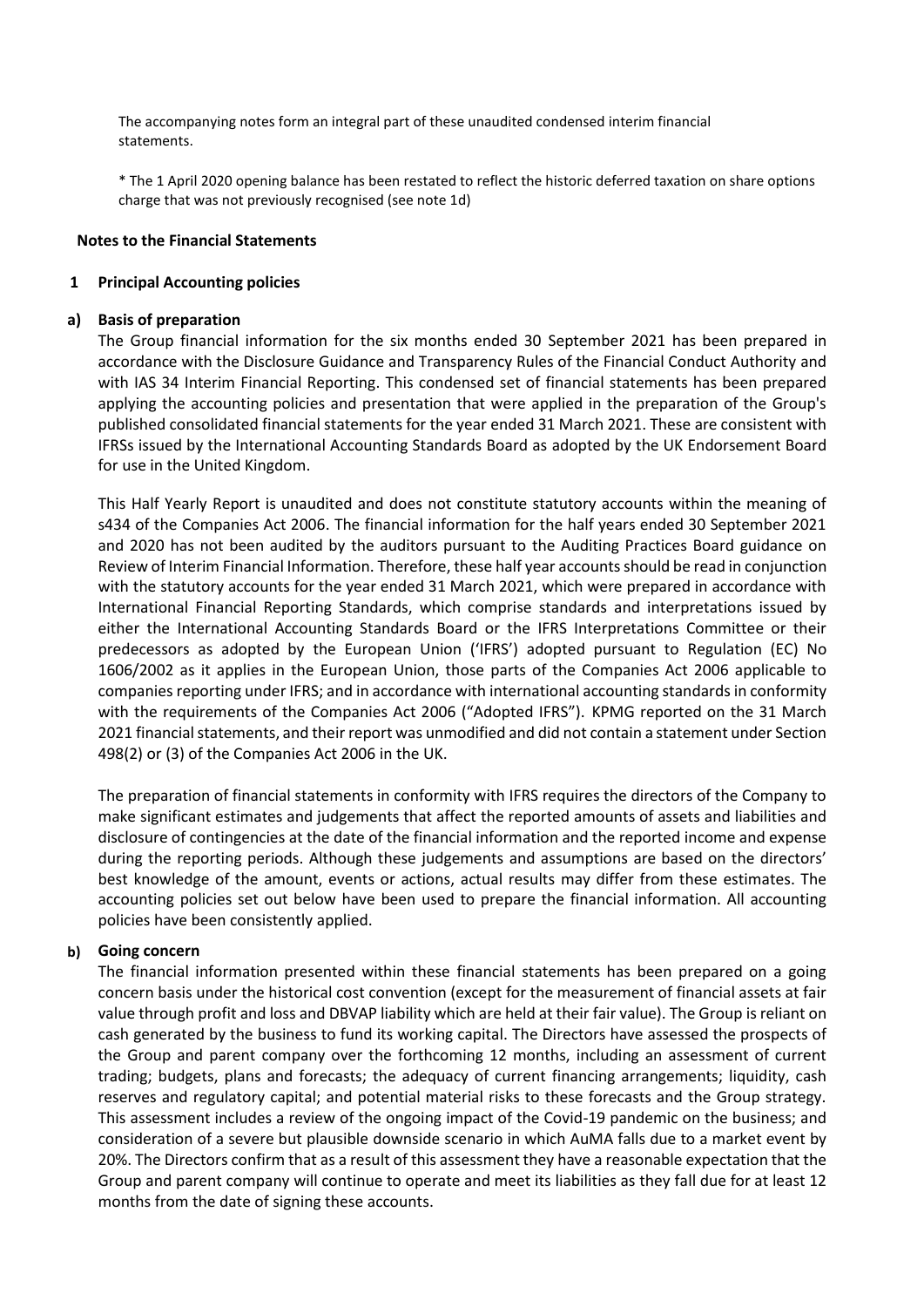The accompanying notes form an integral part of these unaudited condensed interim financial statements.

* The 1 April 2020 opening balance has been restated to reflect the historic deferred taxation on share options charge that was not previously recognised (see note 1d)

## Notes to the Financial Statements

### 1 Principal Accounting policies

#### a) Basis of preparation

The Group financial information for the six months ended 30 September 2021 has been prepared in accordance with the Disclosure Guidance and Transparency Rules of the Financial Conduct Authority and with IAS 34 Interim Financial Reporting. This condensed set of financial statements has been prepared applying the accounting policies and presentation that were applied in the preparation of the Group's published consolidated financial statements for the year ended 31 March 2021. These are consistent with IFRSs issued by the International Accounting Standards Board as adopted by the UK Endorsement Board for use in the United Kingdom.

This Half Yearly Report is unaudited and does not constitute statutory accounts within the meaning of s434 of the Companies Act 2006. The financial information for the half years ended 30 September 2021 and 2020 has not been audited by the auditors pursuant to the Auditing Practices Board guidance on Review of Interim Financial Information. Therefore, these half year accounts should be read in conjunction with the statutory accounts for the year ended 31 March 2021, which were prepared in accordance with International Financial Reporting Standards, which comprise standards and interpretations issued by either the International Accounting Standards Board or the IFRS Interpretations Committee or their predecessors as adopted by the European Union ('IFRS') adopted pursuant to Regulation (EC) No 1606/2002 as it applies in the European Union, those parts of the Companies Act 2006 applicable to companies reporting under IFRS; and in accordance with international accounting standards in conformity with the requirements of the Companies Act 2006 ("Adopted IFRS"). KPMG reported on the 31 March 2021 financial statements, and their report was unmodified and did not contain a statement under Section 498(2) or (3) of the Companies Act 2006 in the UK.

The preparation of financial statements in conformity with IFRS requires the directors of the Company to make significant estimates and judgements that affect the reported amounts of assets and liabilities and disclosure of contingencies at the date of the financial information and the reported income and expense during the reporting periods. Although these judgements and assumptions are based on the directors' best knowledge of the amount, events or actions, actual results may differ from these estimates. The accounting policies set out below have been used to prepare the financial information. All accounting policies have been consistently applied.

#### b) Going concern

The financial information presented within these financial statements has been prepared on a going concern basis under the historical cost convention (except for the measurement of financial assets at fair value through profit and loss and DBVAP liability which are held at their fair value). The Group is reliant on cash generated by the business to fund its working capital. The Directors have assessed the prospects of the Group and parent company over the forthcoming 12 months, including an assessment of current trading; budgets, plans and forecasts; the adequacy of current financing arrangements; liquidity, cash reserves and regulatory capital; and potential material risks to these forecasts and the Group strategy. This assessment includes a review of the ongoing impact of the Covid-19 pandemic on the business; and consideration of a severe but plausible downside scenario in which AuMA falls due to a market event by 20%. The Directors confirm that as a result of this assessment they have a reasonable expectation that the Group and parent company will continue to operate and meet its liabilities as they fall due for at least 12 months from the date of signing these accounts.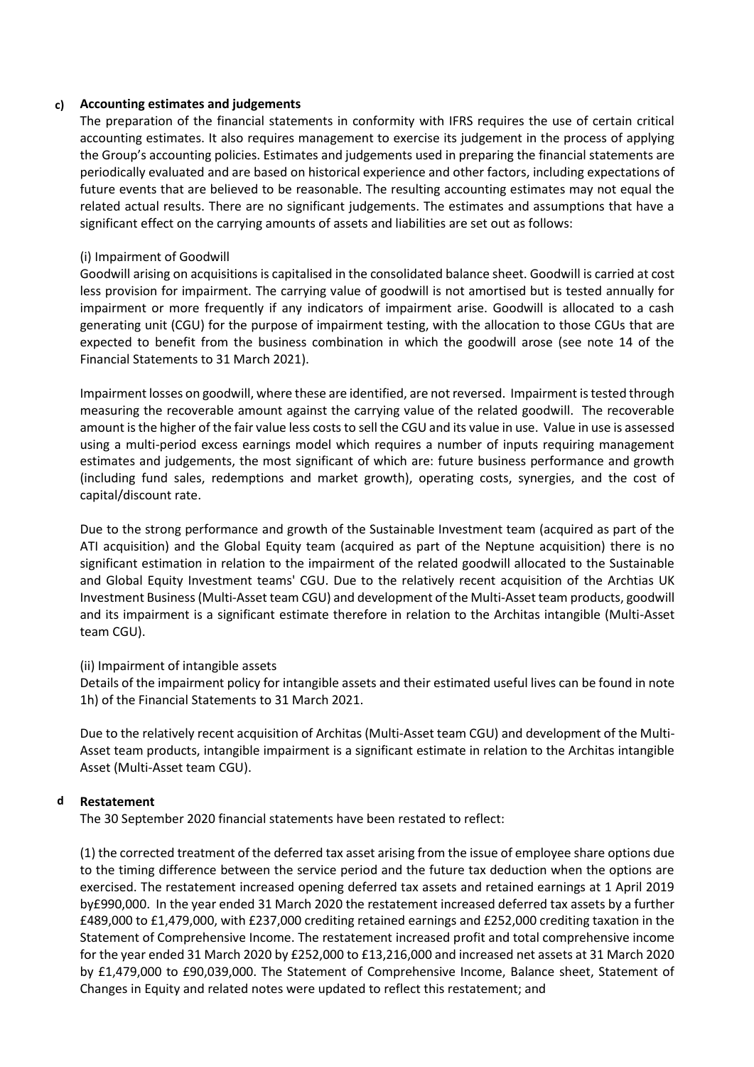#### c) Accounting estimates and judgements

The preparation of the financial statements in conformity with IFRS requires the use of certain critical accounting estimates. It also requires management to exercise its judgement in the process of applying the Group's accounting policies. Estimates and judgements used in preparing the financial statements are periodically evaluated and are based on historical experience and other factors, including expectations of future events that are believed to be reasonable. The resulting accounting estimates may not equal the related actual results. There are no significant judgements. The estimates and assumptions that have a significant effect on the carrying amounts of assets and liabilities are set out as follows:

(i) Impairment of Goodwill

Goodwill arising on acquisitions is capitalised in the consolidated balance sheet. Goodwill is carried at cost less provision for impairment. The carrying value of goodwill is not amortised but is tested annually for impairment or more frequently if any indicators of impairment arise. Goodwill is allocated to a cash generating unit (CGU) for the purpose of impairment testing, with the allocation to those CGUs that are expected to benefit from the business combination in which the goodwill arose (see note 14 of the Financial Statements to 31 March 2021).

Impairment losses on goodwill, where these are identified, are not reversed. Impairment is tested through measuring the recoverable amount against the carrying value of the related goodwill. The recoverable amount is the higher of the fair value less costs to sell the CGU and its value in use. Value in use is assessed using a multi-period excess earnings model which requires a number of inputs requiring management estimates and judgements, the most significant of which are: future business performance and growth (including fund sales, redemptions and market growth), operating costs, synergies, and the cost of capital/discount rate.

Due to the strong performance and growth of the Sustainable Investment team (acquired as part of the ATI acquisition) and the Global Equity team (acquired as part of the Neptune acquisition) there is no significant estimation in relation to the impairment of the related goodwill allocated to the Sustainable and Global Equity Investment teams' CGU. Due to the relatively recent acquisition of the Archtias UK Investment Business (Multi-Asset team CGU) and development of the Multi-Asset team products, goodwill and its impairment is a significant estimate therefore in relation to the Architas intangible (Multi-Asset team CGU).

(ii) Impairment of intangible assets

Details of the impairment policy for intangible assets and their estimated useful lives can be found in note 1h) of the Financial Statements to 31 March 2021.

Due to the relatively recent acquisition of Architas (Multi-Asset team CGU) and development of the Multi-Asset team products, intangible impairment is a significant estimate in relation to the Architas intangible Asset (Multi-Asset team CGU).

#### d Restatement

The 30 September 2020 financial statements have been restated to reflect:

(1) the corrected treatment of the deferred tax asset arising from the issue of employee share options due to the timing difference between the service period and the future tax deduction when the options are exercised. The restatement increased opening deferred tax assets and retained earnings at 1 April 2019 by£990,000. In the year ended 31 March 2020 the restatement increased deferred tax assets by a further £489,000 to £1,479,000, with £237,000 crediting retained earnings and £252,000 crediting taxation in the Statement of Comprehensive Income. The restatement increased profit and total comprehensive income for the year ended 31 March 2020 by £252,000 to £13,216,000 and increased net assets at 31 March 2020 by £1,479,000 to £90,039,000. The Statement of Comprehensive Income, Balance sheet, Statement of Changes in Equity and related notes were updated to reflect this restatement; and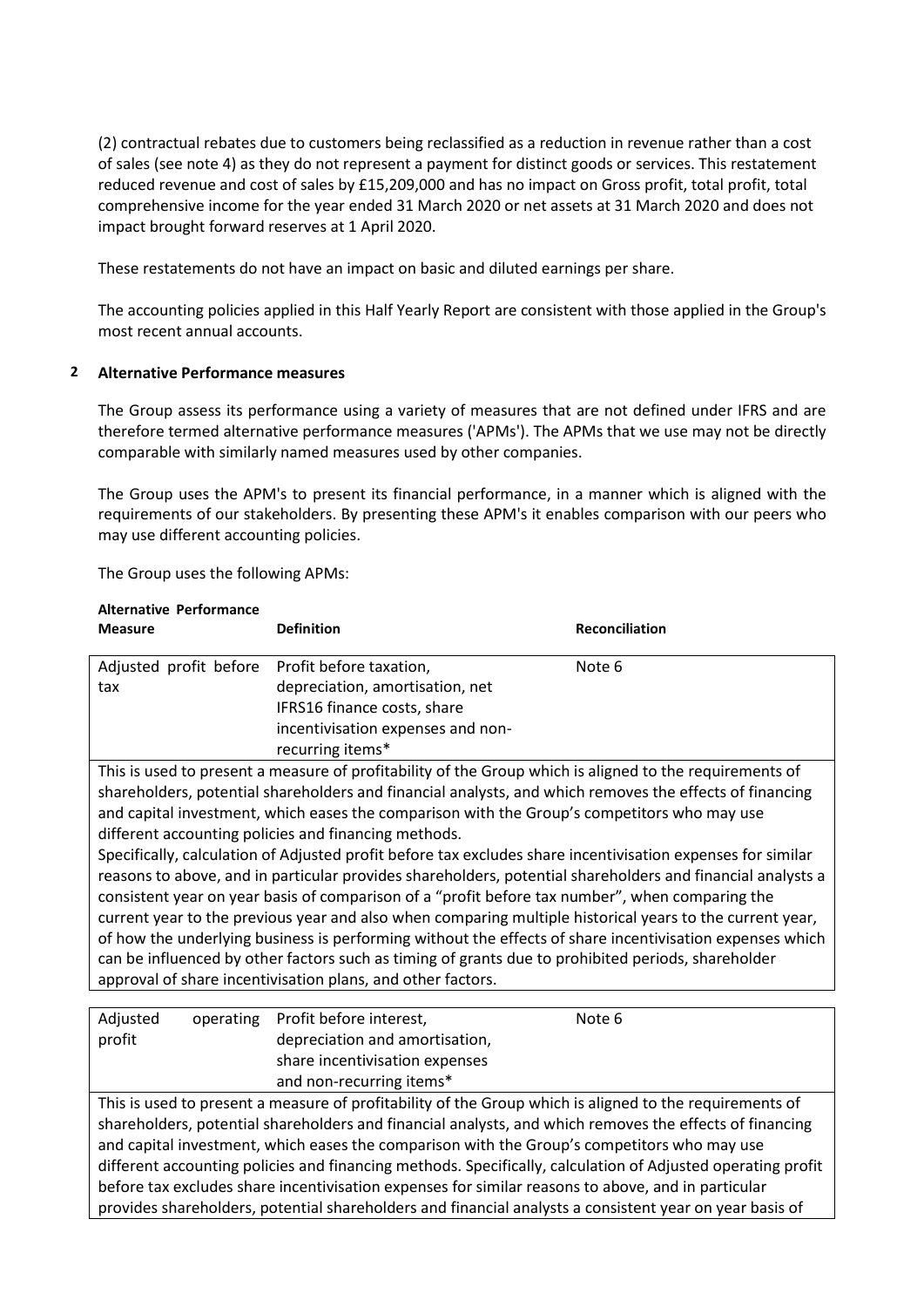(2) contractual rebates due to customers being reclassified as a reduction in revenue rather than a cost of sales (see note 4) as they do not represent a payment for distinct goods or services. This restatement reduced revenue and cost of sales by £15,209,000 and has no impact on Gross profit, total profit, total comprehensive income for the year ended 31 March 2020 or net assets at 31 March 2020 and does not impact brought forward reserves at 1 April 2020.

These restatements do not have an impact on basic and diluted earnings per share.

The accounting policies applied in this Half Yearly Report are consistent with those applied in the Group's most recent annual accounts.

## 2 Alternative Performance measures

The Group assess its performance using a variety of measures that are not defined under IFRS and are therefore termed alternative performance measures ('APMs'). The APMs that we use may not be directly comparable with similarly named measures used by other companies.

The Group uses the APM's to present its financial performance, in a manner which is aligned with the requirements of our stakeholders. By presenting these APM's it enables comparison with our peers who may use different accounting policies.

The Group uses the following APMs:

| Alternative Performance Measure | Definition | Reconciliation |
|---|---|---|
| Adjusted profit before tax | Profit before taxation, depreciation, amortisation, net IFRS16 finance costs, share incentivisation expenses and non-recurring items* | Note 6 |
| This is used to present a measure of profitability of the Group which is aligned to the requirements of shareholders, potential shareholders and financial analysts, and which removes the effects of financing and capital investment, which eases the comparison with the Group's competitors who may use different accounting policies and financing methods. Specifically, calculation of Adjusted profit before tax excludes share incentivisation expenses for similar reasons to above, and in particular provides shareholders, potential shareholders and financial analysts a consistent year on year basis of comparison of a "profit before tax number", when comparing the current year to the previous year and also when comparing multiple historical years to the current year, of how the underlying business is performing without the effects of share incentivisation expenses which can be influenced by other factors such as timing of grants due to prohibited periods, shareholder approval of share incentivisation plans, and other factors. | | |
| Adjusted operating profit | Profit before interest, depreciation and amortisation, share incentivisation expenses and non-recurring items* | Note 6 |
| This is used to present a measure of profitability of the Group which is aligned to the requirements of shareholders, potential shareholders and financial analysts, and which removes the effects of financing and capital investment, which eases the comparison with the Group's competitors who may use different accounting policies and financing methods. Specifically, calculation of Adjusted operating profit before tax excludes share incentivisation expenses for similar reasons to above, and in particular provides shareholders, potential shareholders and financial analysts a consistent year on year basis of | | |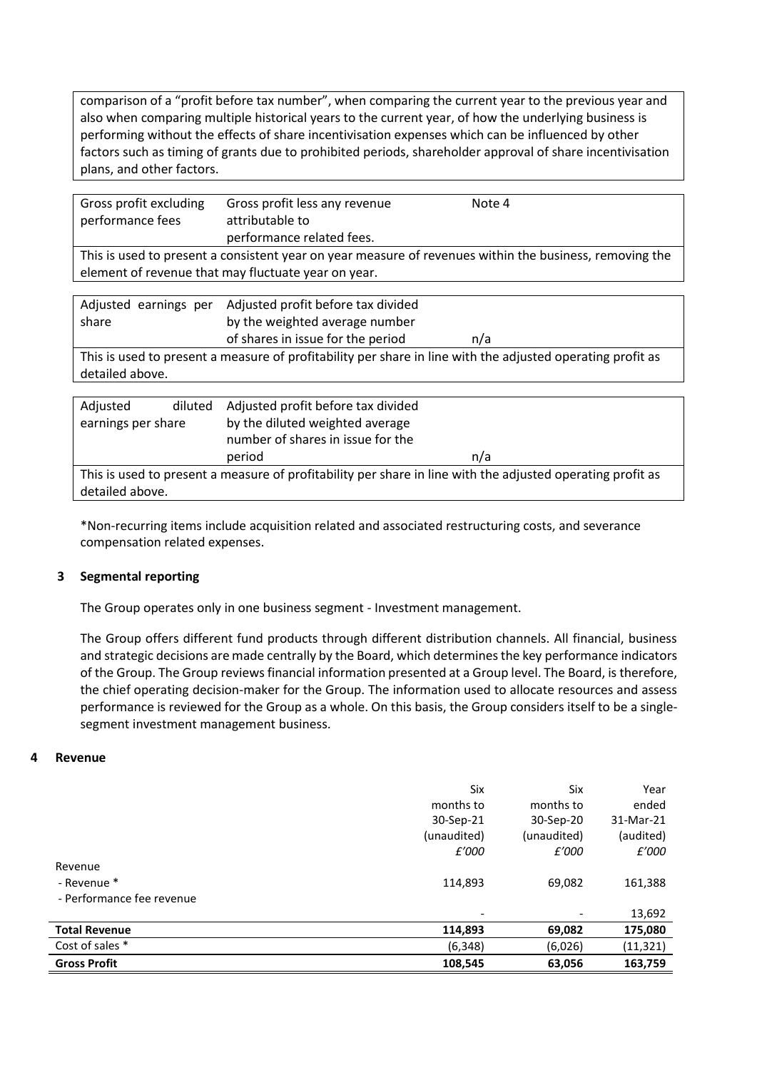| | | |
|---|---|---|
| comparison of a "profit before tax number", when comparing the current year to the previous year and also when comparing multiple historical years to the current year, of how the underlying business is performing without the effects of share incentivisation expenses which can be influenced by other factors such as timing of grants due to prohibited periods, shareholder approval of share incentivisation plans, and other factors. | | |

| | | |
|---|---|---|
| Gross profit excluding performance fees | Gross profit less any revenue attributable to performance related fees. | Note 4 |
| This is used to present a consistent year on year measure of revenues within the business, removing the element of revenue that may fluctuate year on year. | | |

| | | |
|---|---|---|
| Adjusted earnings per share | Adjusted profit before tax divided by the weighted average number of shares in issue for the period | n/a |
| This is used to present a measure of profitability per share in line with the adjusted operating profit as detailed above. | | |

| | | |
|---|---|---|
| Adjusted diluted earnings per share | Adjusted profit before tax divided by the diluted weighted average number of shares in issue for the period | n/a |
| This is used to present a measure of profitability per share in line with the adjusted operating profit as detailed above. | | |

*Non-recurring items include acquisition related and associated restructuring costs, and severance compensation related expenses.

### 3 Segmental reporting

The Group operates only in one business segment - Investment management.

The Group offers different fund products through different distribution channels. All financial, business and strategic decisions are made centrally by the Board, which determines the key performance indicators of the Group. The Group reviews financial information presented at a Group level. The Board, is therefore, the chief operating decision-maker for the Group. The information used to allocate resources and assess performance is reviewed for the Group as a whole. On this basis, the Group considers itself to be a single-segment investment management business.

### 4 Revenue

| | Six months to 30-Sep-21 (unaudited) *£'000* | Six months to 30-Sep-20 (unaudited) *£'000* | Year ended 31-Mar-21 (audited) *£'000* |
|---|---|---|---|
| Revenue | | | |
| - Revenue * | 114,893 | 69,082 | 161,388 |
| - Performance fee revenue | - | - | 13,692 |
| **Total Revenue** | **114,893** | **69,082** | **175,080** |
| Cost of sales * | (6,348) | (6,026) | (11,321) |
| **Gross Profit** | **108,545** | **63,056** | **163,759** |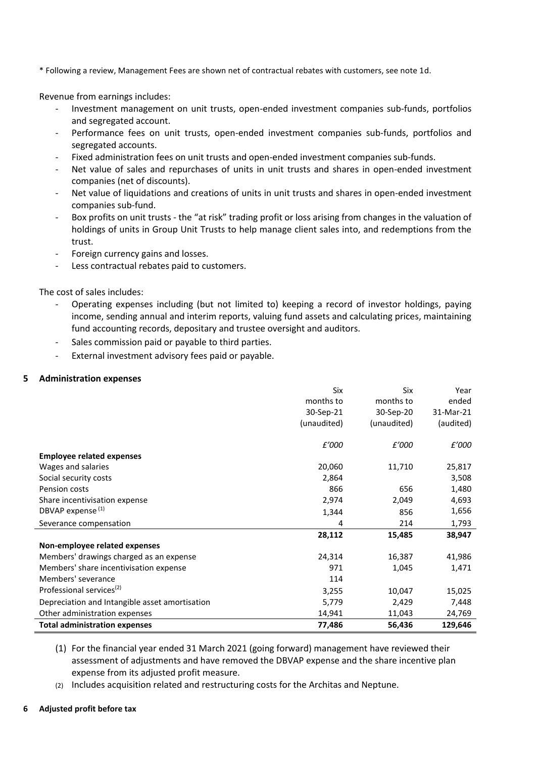\* Following a review, Management Fees are shown net of contractual rebates with customers, see note 1d.

Revenue from earnings includes:

- Investment management on unit trusts, open-ended investment companies sub-funds, portfolios and segregated account.
- Performance fees on unit trusts, open-ended investment companies sub-funds, portfolios and segregated accounts.
- Fixed administration fees on unit trusts and open-ended investment companies sub-funds.
- Net value of sales and repurchases of units in unit trusts and shares in open-ended investment companies (net of discounts).
- Net value of liquidations and creations of units in unit trusts and shares in open-ended investment companies sub-fund.
- Box profits on unit trusts - the "at risk" trading profit or loss arising from changes in the valuation of holdings of units in Group Unit Trusts to help manage client sales into, and redemptions from the trust.
- Foreign currency gains and losses.
- Less contractual rebates paid to customers.

The cost of sales includes:

- Operating expenses including (but not limited to) keeping a record of investor holdings, paying income, sending annual and interim reports, valuing fund assets and calculating prices, maintaining fund accounting records, depositary and trustee oversight and auditors.
- Sales commission paid or payable to third parties.
- External investment advisory fees paid or payable.

## 5 Administration expenses

| | Six months to 30-Sep-21 (unaudited) | Six months to 30-Sep-20 (unaudited) | Year ended 31-Mar-21 (audited) |
|---|---|---|---|
| | *£'000* | *£'000* | *£'000* |
| **Employee related expenses** | | | |
| Wages and salaries | 20,060 | 11,710 | 25,817 |
| Social security costs | 2,864 | | 3,508 |
| Pension costs | 866 | 656 | 1,480 |
| Share incentivisation expense | 2,974 | 2,049 | 4,693 |
| DBVAP expense [(1)] | 1,344 | 856 | 1,656 |
| Severance compensation | 4 | 214 | 1,793 |
| | **28,112** | **15,485** | **38,947** |
| **Non-employee related expenses** | | | |
| Members' drawings charged as an expense | 24,314 | 16,387 | 41,986 |
| Members' share incentivisation expense | 971 | 1,045 | 1,471 |
| Members' severance | 114 | | |
| Professional services[(2)] | 3,255 | 10,047 | 15,025 |
| Depreciation and Intangible asset amortisation | 5,779 | 2,429 | 7,448 |
| Other administration expenses | 14,941 | 11,043 | 24,769 |
| **Total administration expenses** | **77,486** | **56,436** | **129,646** |

(1) For the financial year ended 31 March 2021 (going forward) management have reviewed their assessment of adjustments and have removed the DBVAP expense and the share incentive plan expense from its adjusted profit measure.

(2) Includes acquisition related and restructuring costs for the Architas and Neptune.

## 6 Adjusted profit before tax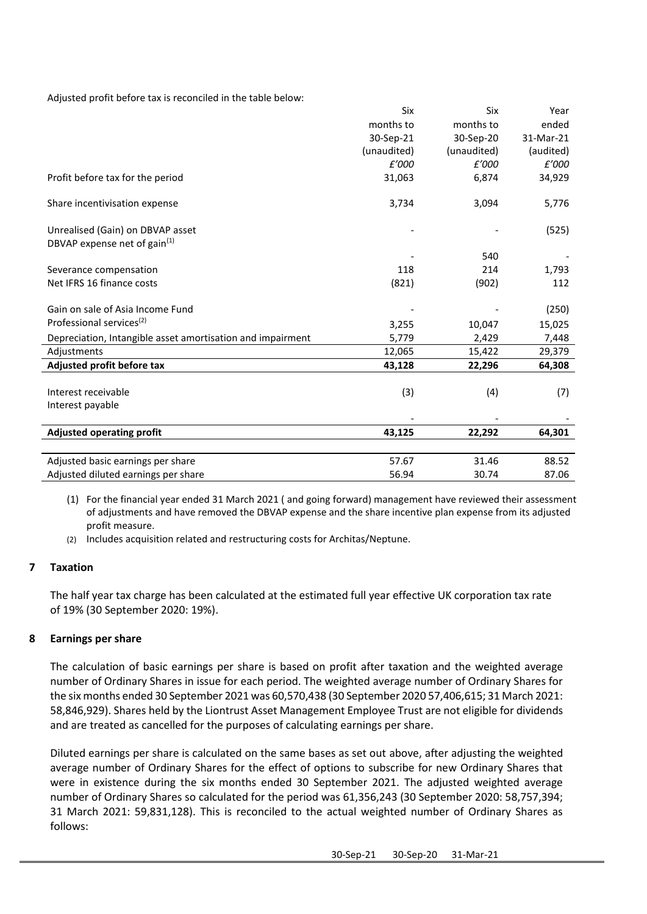Adjusted profit before tax is reconciled in the table below:

| | Six months to 30-Sep-21 (unaudited) £'000 | Six months to 30-Sep-20 (unaudited) £'000 | Year ended 31-Mar-21 (audited) £'000 |
|---|---|---|---|
| Profit before tax for the period | 31,063 | 6,874 | 34,929 |
| Share incentivisation expense | 3,734 | 3,094 | 5,776 |
| Unrealised (Gain) on DBVAP asset | - | - | (525) |
| DBVAP expense net of gain[(1)] | - | 540 | - |
| Severance compensation | 118 | 214 | 1,793 |
| Net IFRS 16 finance costs | (821) | (902) | 112 |
| Gain on sale of Asia Income Fund | - | - | (250) |
| Professional services[(2)] | 3,255 | 10,047 | 15,025 |
| Depreciation, Intangible asset amortisation and impairment | 5,779 | 2,429 | 7,448 |
| Adjustments | 12,065 | 15,422 | 29,379 |
| **Adjusted profit before tax** | **43,128** | **22,296** | **64,308** |
| Interest receivable | (3) | (4) | (7) |
| Interest payable | - | - | - |
| **Adjusted operating profit** | **43,125** | **22,292** | **64,301** |
| Adjusted basic earnings per share | 57.67 | 31.46 | 88.52 |
| Adjusted diluted earnings per share | 56.94 | 30.74 | 87.06 |

(1) For the financial year ended 31 March 2021 ( and going forward) management have reviewed their assessment of adjustments and have removed the DBVAP expense and the share incentive plan expense from its adjusted profit measure.

(2) Includes acquisition related and restructuring costs for Architas/Neptune.

## 7 Taxation

The half year tax charge has been calculated at the estimated full year effective UK corporation tax rate of 19% (30 September 2020: 19%).

## 8 Earnings per share

The calculation of basic earnings per share is based on profit after taxation and the weighted average number of Ordinary Shares in issue for each period. The weighted average number of Ordinary Shares for the six months ended 30 September 2021 was 60,570,438 (30 September 2020 57,406,615; 31 March 2021: 58,846,929). Shares held by the Liontrust Asset Management Employee Trust are not eligible for dividends and are treated as cancelled for the purposes of calculating earnings per share.

Diluted earnings per share is calculated on the same bases as set out above, after adjusting the weighted average number of Ordinary Shares for the effect of options to subscribe for new Ordinary Shares that were in existence during the six months ended 30 September 2021. The adjusted weighted average number of Ordinary Shares so calculated for the period was 61,356,243 (30 September 2020: 58,757,394; 31 March 2021: 59,831,128). This is reconciled to the actual weighted number of Ordinary Shares as follows:

| | 30-Sep-21 | 30-Sep-20 | 31-Mar-21 |
|---|---|---|---|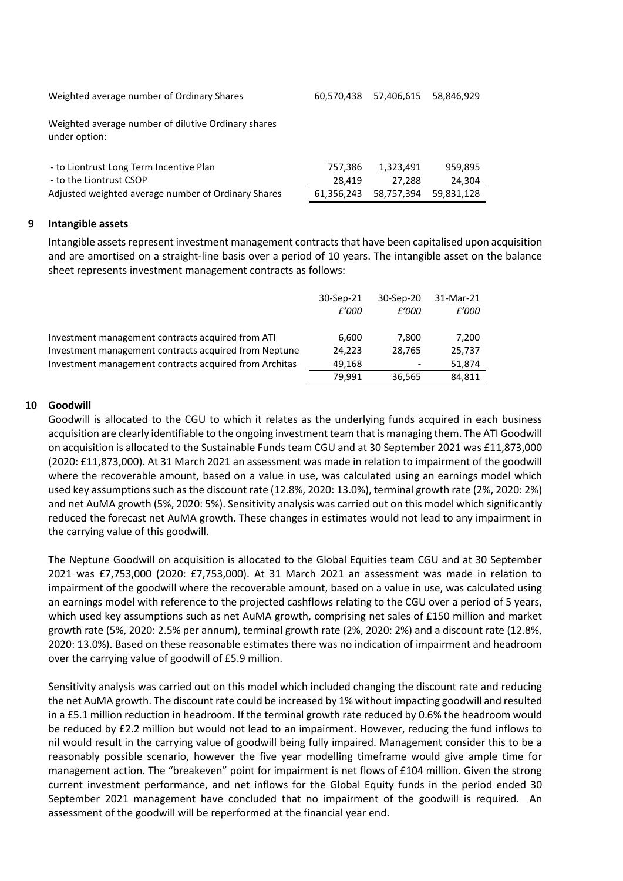| | | | |
|---|---|---|---|
| Weighted average number of Ordinary Shares | 60,570,438 | 57,406,615 | 58,846,929 |
| Weighted average number of dilutive Ordinary shares under option: | | | |
| - to Liontrust Long Term Incentive Plan | 757,386 | 1,323,491 | 959,895 |
| - to the Liontrust CSOP | 28,419 | 27,288 | 24,304 |
| Adjusted weighted average number of Ordinary Shares | 61,356,243 | 58,757,394 | 59,831,128 |

## 9 Intangible assets

Intangible assets represent investment management contracts that have been capitalised upon acquisition and are amortised on a straight-line basis over a period of 10 years. The intangible asset on the balance sheet represents investment management contracts as follows:

| | 30-Sep-21<br>*£'000* | 30-Sep-20<br>*£'000* | 31-Mar-21<br>*£'000* |
|---|---|---|---|
| Investment management contracts acquired from ATI | 6,600 | 7,800 | 7,200 |
| Investment management contracts acquired from Neptune | 24,223 | 28,765 | 25,737 |
| Investment management contracts acquired from Architas | 49,168 | - | 51,874 |
| | 79,991 | 36,565 | 84,811 |

## 10 Goodwill

Goodwill is allocated to the CGU to which it relates as the underlying funds acquired in each business acquisition are clearly identifiable to the ongoing investment team that is managing them. The ATI Goodwill on acquisition is allocated to the Sustainable Funds team CGU and at 30 September 2021 was £11,873,000 (2020: £11,873,000). At 31 March 2021 an assessment was made in relation to impairment of the goodwill where the recoverable amount, based on a value in use, was calculated using an earnings model which used key assumptions such as the discount rate (12.8%, 2020: 13.0%), terminal growth rate (2%, 2020: 2%) and net AuMA growth (5%, 2020: 5%). Sensitivity analysis was carried out on this model which significantly reduced the forecast net AuMA growth. These changes in estimates would not lead to any impairment in the carrying value of this goodwill.

The Neptune Goodwill on acquisition is allocated to the Global Equities team CGU and at 30 September 2021 was £7,753,000 (2020: £7,753,000). At 31 March 2021 an assessment was made in relation to impairment of the goodwill where the recoverable amount, based on a value in use, was calculated using an earnings model with reference to the projected cashflows relating to the CGU over a period of 5 years, which used key assumptions such as net AuMA growth, comprising net sales of £150 million and market growth rate (5%, 2020: 2.5% per annum), terminal growth rate (2%, 2020: 2%) and a discount rate (12.8%, 2020: 13.0%). Based on these reasonable estimates there was no indication of impairment and headroom over the carrying value of goodwill of £5.9 million.

Sensitivity analysis was carried out on this model which included changing the discount rate and reducing the net AuMA growth. The discount rate could be increased by 1% without impacting goodwill and resulted in a £5.1 million reduction in headroom. If the terminal growth rate reduced by 0.6% the headroom would be reduced by £2.2 million but would not lead to an impairment. However, reducing the fund inflows to nil would result in the carrying value of goodwill being fully impaired. Management consider this to be a reasonably possible scenario, however the five year modelling timeframe would give ample time for management action. The "breakeven" point for impairment is net flows of £104 million. Given the strong current investment performance, and net inflows for the Global Equity funds in the period ended 30 September 2021 management have concluded that no impairment of the goodwill is required. An assessment of the goodwill will be reperformed at the financial year end.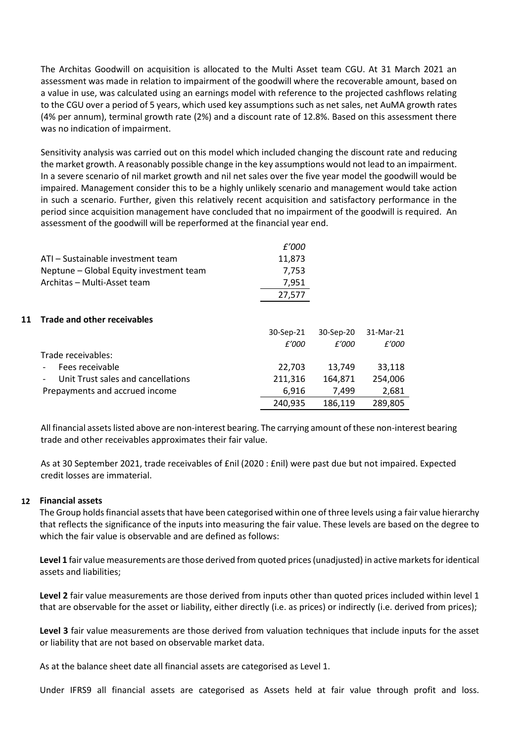The Architas Goodwill on acquisition is allocated to the Multi Asset team CGU. At 31 March 2021 an assessment was made in relation to impairment of the goodwill where the recoverable amount, based on a value in use, was calculated using an earnings model with reference to the projected cashflows relating to the CGU over a period of 5 years, which used key assumptions such as net sales, net AuMA growth rates (4% per annum), terminal growth rate (2%) and a discount rate of 12.8%. Based on this assessment there was no indication of impairment.

Sensitivity analysis was carried out on this model which included changing the discount rate and reducing the market growth. A reasonably possible change in the key assumptions would not lead to an impairment. In a severe scenario of nil market growth and nil net sales over the five year model the goodwill would be impaired. Management consider this to be a highly unlikely scenario and management would take action in such a scenario. Further, given this relatively recent acquisition and satisfactory performance in the period since acquisition management have concluded that no impairment of the goodwill is required. An assessment of the goodwill will be reperformed at the financial year end.

| | *£'000* |
|---|---|
| ATI – Sustainable investment team | 11,873 |
| Neptune – Global Equity investment team | 7,753 |
| Architas – Multi-Asset team | 7,951 |
| | 27,577 |

## 11 Trade and other receivables

| | 30-Sep-21 *£'000* | 30-Sep-20 *£'000* | 31-Mar-21 *£'000* |
|---|---|---|---|
| Trade receivables: | | | |
| - Fees receivable | 22,703 | 13,749 | 33,118 |
| - Unit Trust sales and cancellations | 211,316 | 164,871 | 254,006 |
| Prepayments and accrued income | 6,916 | 7,499 | 2,681 |
| | 240,935 | 186,119 | 289,805 |

All financial assets listed above are non-interest bearing. The carrying amount of these non-interest bearing trade and other receivables approximates their fair value.

As at 30 September 2021, trade receivables of £nil (2020 : £nil) were past due but not impaired. Expected credit losses are immaterial.

## 12 Financial assets

The Group holds financial assets that have been categorised within one of three levels using a fair value hierarchy that reflects the significance of the inputs into measuring the fair value. These levels are based on the degree to which the fair value is observable and are defined as follows:

**Level 1** fair value measurements are those derived from quoted prices (unadjusted) in active markets for identical assets and liabilities;

**Level 2** fair value measurements are those derived from inputs other than quoted prices included within level 1 that are observable for the asset or liability, either directly (i.e. as prices) or indirectly (i.e. derived from prices);

**Level 3** fair value measurements are those derived from valuation techniques that include inputs for the asset or liability that are not based on observable market data.

As at the balance sheet date all financial assets are categorised as Level 1.

Under IFRS9 all financial assets are categorised as Assets held at fair value through profit and loss.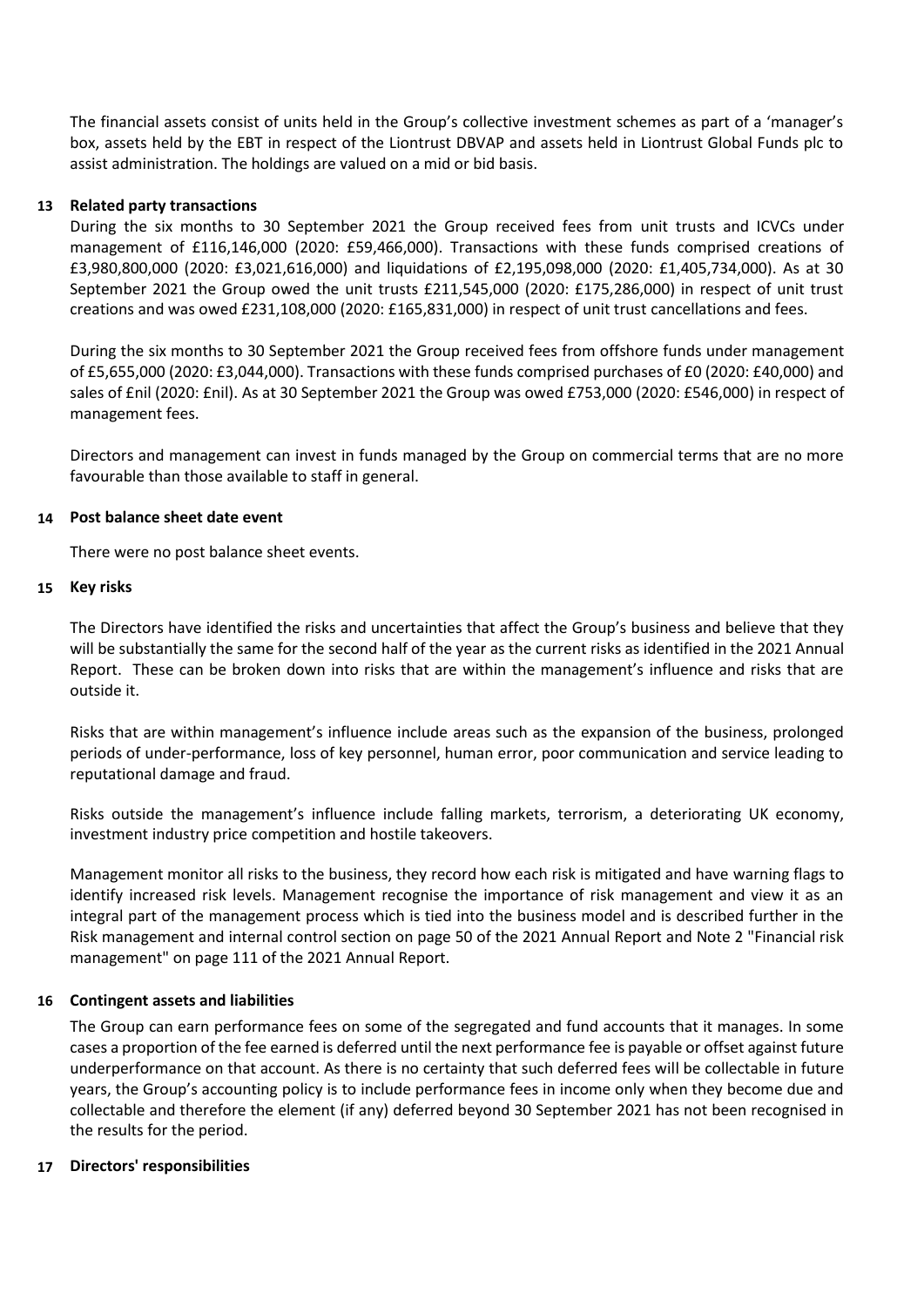The financial assets consist of units held in the Group's collective investment schemes as part of a 'manager's box, assets held by the EBT in respect of the Liontrust DBVAP and assets held in Liontrust Global Funds plc to assist administration. The holdings are valued on a mid or bid basis.

## 13 Related party transactions

During the six months to 30 September 2021 the Group received fees from unit trusts and ICVCs under management of £116,146,000 (2020: £59,466,000). Transactions with these funds comprised creations of £3,980,800,000 (2020: £3,021,616,000) and liquidations of £2,195,098,000 (2020: £1,405,734,000). As at 30 September 2021 the Group owed the unit trusts £211,545,000 (2020: £175,286,000) in respect of unit trust creations and was owed £231,108,000 (2020: £165,831,000) in respect of unit trust cancellations and fees.

During the six months to 30 September 2021 the Group received fees from offshore funds under management of £5,655,000 (2020: £3,044,000). Transactions with these funds comprised purchases of £0 (2020: £40,000) and sales of £nil (2020: £nil). As at 30 September 2021 the Group was owed £753,000 (2020: £546,000) in respect of management fees.

Directors and management can invest in funds managed by the Group on commercial terms that are no more favourable than those available to staff in general.

## 14 Post balance sheet date event

There were no post balance sheet events.

## 15 Key risks

The Directors have identified the risks and uncertainties that affect the Group's business and believe that they will be substantially the same for the second half of the year as the current risks as identified in the 2021 Annual Report. These can be broken down into risks that are within the management's influence and risks that are outside it.

Risks that are within management's influence include areas such as the expansion of the business, prolonged periods of under-performance, loss of key personnel, human error, poor communication and service leading to reputational damage and fraud.

Risks outside the management's influence include falling markets, terrorism, a deteriorating UK economy, investment industry price competition and hostile takeovers.

Management monitor all risks to the business, they record how each risk is mitigated and have warning flags to identify increased risk levels. Management recognise the importance of risk management and view it as an integral part of the management process which is tied into the business model and is described further in the Risk management and internal control section on page 50 of the 2021 Annual Report and Note 2 "Financial risk management" on page 111 of the 2021 Annual Report.

## 16 Contingent assets and liabilities

The Group can earn performance fees on some of the segregated and fund accounts that it manages. In some cases a proportion of the fee earned is deferred until the next performance fee is payable or offset against future underperformance on that account. As there is no certainty that such deferred fees will be collectable in future years, the Group's accounting policy is to include performance fees in income only when they become due and collectable and therefore the element (if any) deferred beyond 30 September 2021 has not been recognised in the results for the period.

## 17 Directors' responsibilities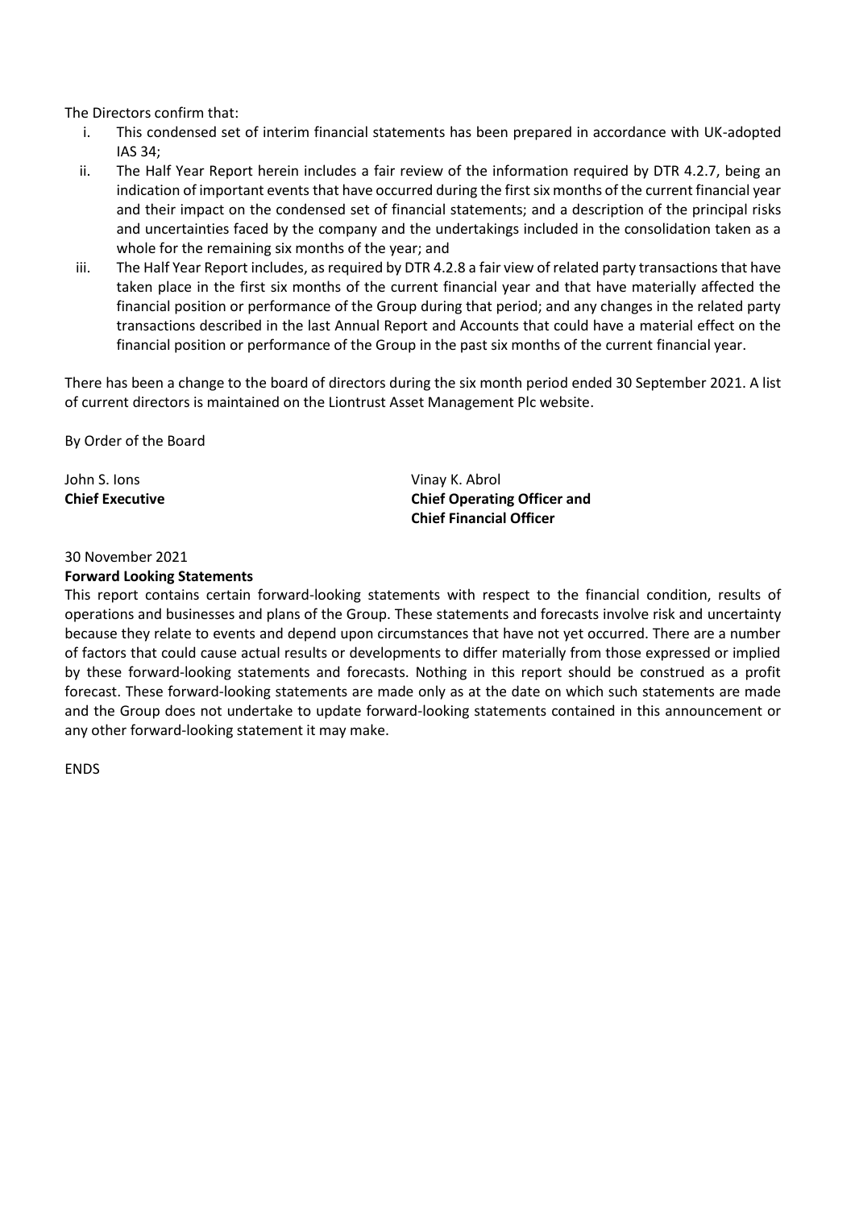The Directors confirm that:

i. This condensed set of interim financial statements has been prepared in accordance with UK-adopted IAS 34;
ii. The Half Year Report herein includes a fair review of the information required by DTR 4.2.7, being an indication of important events that have occurred during the first six months of the current financial year and their impact on the condensed set of financial statements; and a description of the principal risks and uncertainties faced by the company and the undertakings included in the consolidation taken as a whole for the remaining six months of the year; and
iii. The Half Year Report includes, as required by DTR 4.2.8 a fair view of related party transactions that have taken place in the first six months of the current financial year and that have materially affected the financial position or performance of the Group during that period; and any changes in the related party transactions described in the last Annual Report and Accounts that could have a material effect on the financial position or performance of the Group in the past six months of the current financial year.

There has been a change to the board of directors during the six month period ended 30 September 2021. A list of current directors is maintained on the Liontrust Asset Management Plc website.

By Order of the Board

John S. Ions
**Chief Executive**

Vinay K. Abrol
**Chief Operating Officer and Chief Financial Officer**

30 November 2021

**Forward Looking Statements**

This report contains certain forward-looking statements with respect to the financial condition, results of operations and businesses and plans of the Group. These statements and forecasts involve risk and uncertainty because they relate to events and depend upon circumstances that have not yet occurred. There are a number of factors that could cause actual results or developments to differ materially from those expressed or implied by these forward-looking statements and forecasts. Nothing in this report should be construed as a profit forecast. These forward-looking statements are made only as at the date on which such statements are made and the Group does not undertake to update forward-looking statements contained in this announcement or any other forward-looking statement it may make.

ENDS